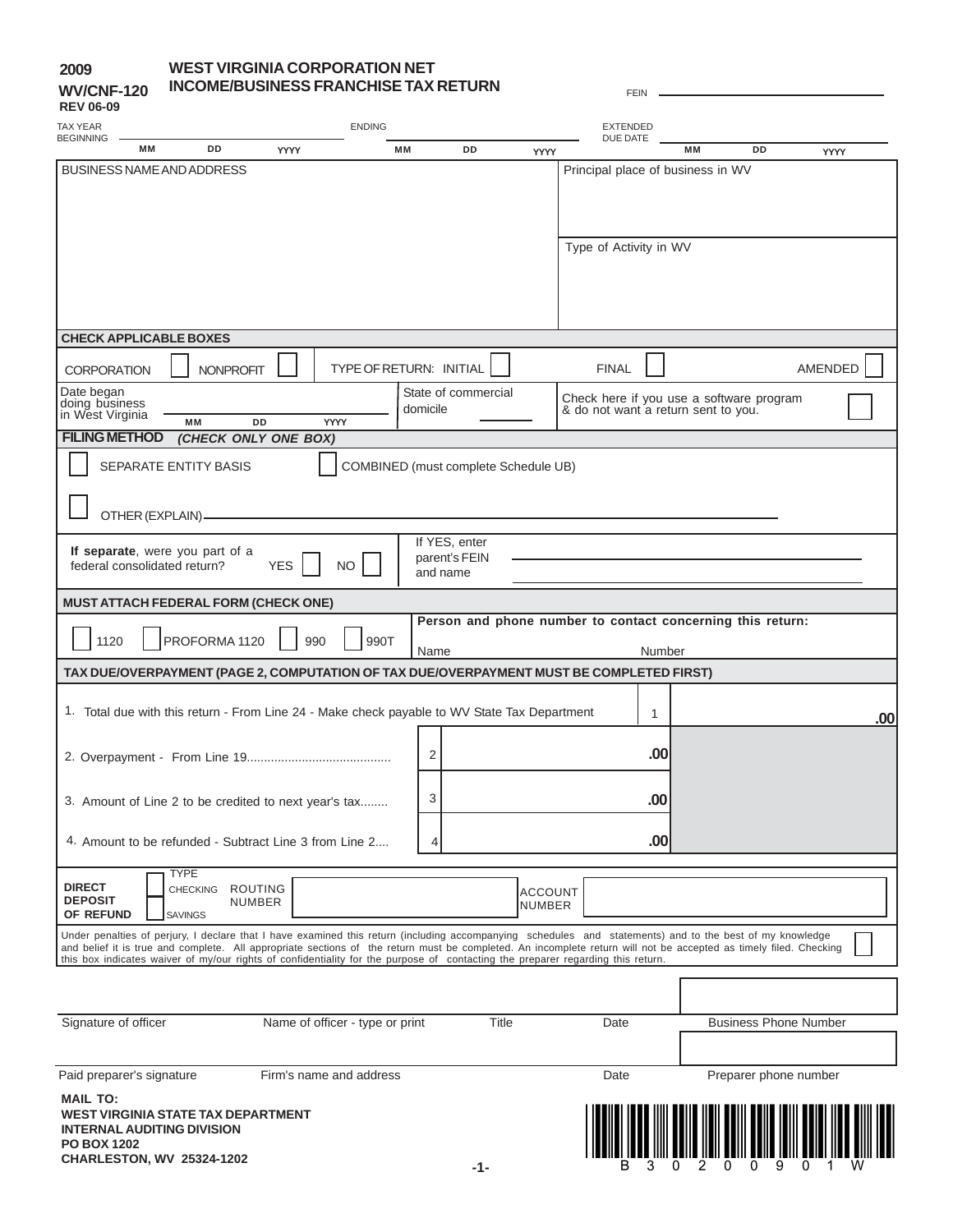**2009**
**WV/CNF-120**
**REV 06-09**

# WEST VIRGINIA CORPORATION NET INCOME/BUSINESS FRANCHISE TAX RETURN

FEIN ____________________

TAX YEAR BEGINNING ______ (MM DD YYYY) ENDING ______ (MM DD YYYY) EXTENDED DUE DATE ______ (MM DD YYYY)

| BUSINESS NAME AND ADDRESS | Principal place of business in WV |
|---|---|
| | Type of Activity in WV |

**CHECK APPLICABLE BOXES**

CORPORATION ☐ NONPROFIT ☐ TYPE OF RETURN: INITIAL ☐ FINAL ☐ AMENDED ☐

Date began doing business in West Virginia ______ (MM DD YYYY) | State of commercial domicile ______ | Check here if you use a software program & do not want a return sent to you. ☐

**FILING METHOD** ***(CHECK ONLY ONE BOX)***

☐ SEPARATE ENTITY BASIS ☐ COMBINED (must complete Schedule UB)

☐ OTHER (EXPLAIN) ____________________

**If separate**, were you part of a federal consolidated return? YES ☐ NO ☐ | If YES, enter parent's FEIN and name ____________________

**MUST ATTACH FEDERAL FORM (CHECK ONE)**

☐ 1120 ☐ PROFORMA 1120 ☐ 990 ☐ 990T

**Person and phone number to contact concerning this return:**
Name ______ Number ______

**TAX DUE/OVERPAYMENT (PAGE 2, COMPUTATION OF TAX DUE/OVERPAYMENT MUST BE COMPLETED FIRST)**

| | | | |
|---|---|---|---|
| 1. Total due with this return - From Line 24 - Make check payable to WV State Tax Department | | 1 | .00 |
| 2. Overpayment - From Line 19.......................................... | 2 | .00 | |
| 3. Amount of Line 2 to be credited to next year's tax........ | 3 | .00 | |
| 4. Amount to be refunded - Subtract Line 3 from Line 2.... | 4 | .00 | |

**DIRECT DEPOSIT OF REFUND** TYPE ☐ CHECKING ☐ SAVINGS ROUTING NUMBER ______ ACCOUNT NUMBER ______

Under penalties of perjury, I declare that I have examined this return (including accompanying schedules and statements) and to the best of my knowledge and belief it is true and complete. All appropriate sections of the return must be completed. An incomplete return will not be accepted as timely filed. Checking this box indicates waiver of my/our rights of confidentiality for the purpose of contacting the preparer regarding this return. ☐

Signature of officer | Name of officer - type or print | Title | Date | Business Phone Number

Paid preparer's signature | Firm's name and address | Date | Preparer phone number

**MAIL TO:**
**WEST VIRGINIA STATE TAX DEPARTMENT**
**INTERNAL AUDITING DIVISION**
**PO BOX 1202**
**CHARLESTON, WV 25324-1202**

B 3 0 2 0 0 9 0 1 W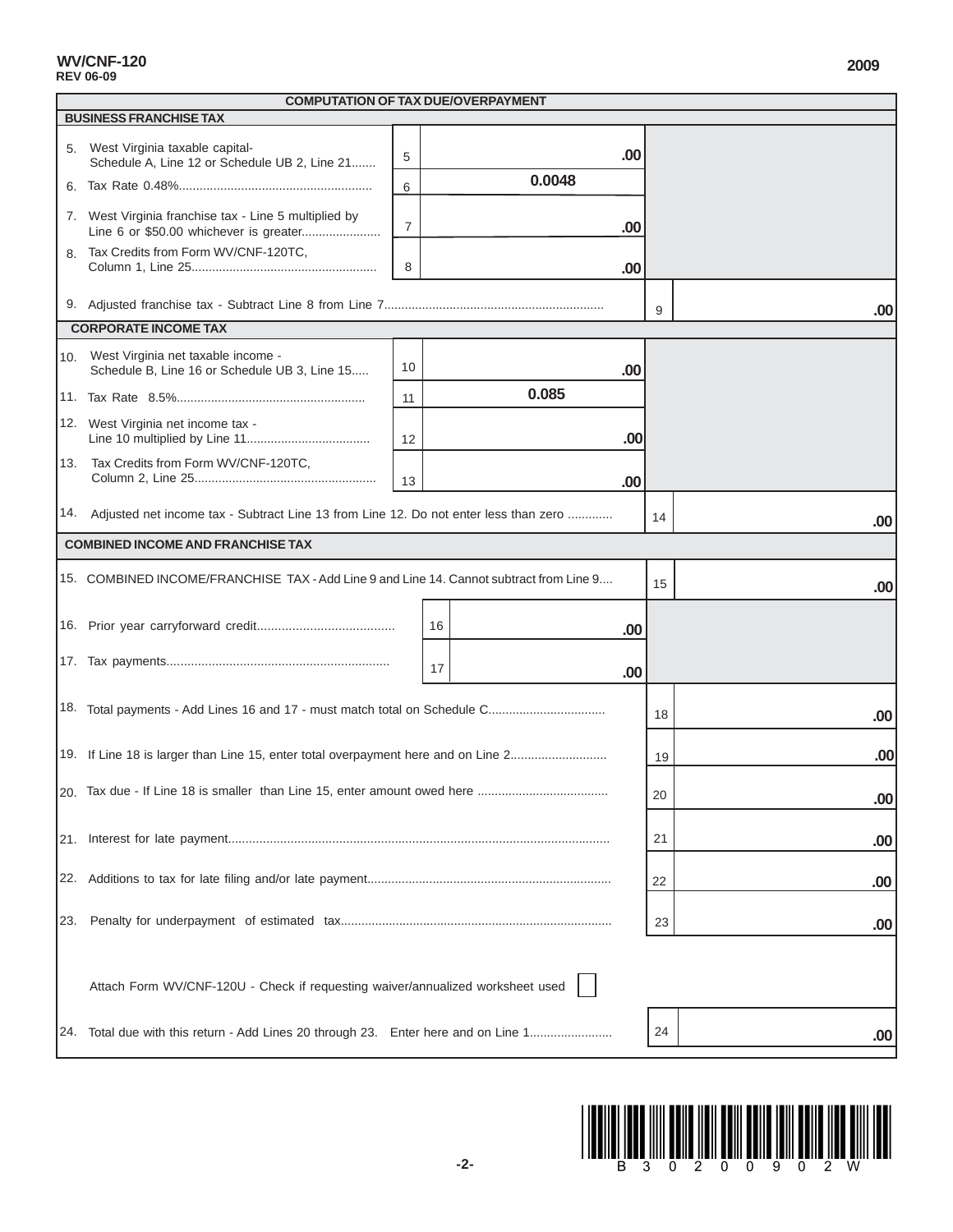WV/CNF-120
REV 06-09

2009

## COMPUTATION OF TAX DUE/OVERPAYMENT

### BUSINESS FRANCHISE TAX

| Line | Description | | Amount | | Amount |
|---|---|---|---|---|---|
| 5. | West Virginia taxable capital- Schedule A, Line 12 or Schedule UB 2, Line 21....... | 5 | .00 | | |
| 6. | Tax Rate 0.48%........................................................ | 6 | 0.0048 | | |
| 7. | West Virginia franchise tax - Line 5 multiplied by Line 6 or $50.00 whichever is greater....................... | 7 | .00 | | |
| 8. | Tax Credits from Form WV/CNF-120TC, Column 1, Line 25..................................................... | 8 | .00 | | |
| 9. | Adjusted franchise tax - Subtract Line 8 from Line 7............................................................... | | | 9 | .00 |

### CORPORATE INCOME TAX

| Line | Description | | Amount | | Amount |
|---|---|---|---|---|---|
| 10. | West Virginia net taxable income - Schedule B, Line 16 or Schedule UB 3, Line 15..... | 10 | .00 | | |
| 11. | Tax Rate 8.5%....................................................... | 11 | 0.085 | | |
| 12. | West Virginia net income tax - Line 10 multiplied by Line 11.................................... | 12 | .00 | | |
| 13. | Tax Credits from Form WV/CNF-120TC, Column 2, Line 25..................................................... | 13 | .00 | | |
| 14. | Adjusted net income tax - Subtract Line 13 from Line 12. Do not enter less than zero ............. | | | 14 | .00 |

### COMBINED INCOME AND FRANCHISE TAX

| Line | Description | | Amount | | Amount |
|---|---|---|---|---|---|
| 15. | COMBINED INCOME/FRANCHISE TAX - Add Line 9 and Line 14. Cannot subtract from Line 9.... | | | 15 | .00 |
| 16. | Prior year carryforward credit....................................... | 16 | .00 | | |
| 17. | Tax payments................................................................ | 17 | .00 | | |
| 18. | Total payments - Add Lines 16 and 17 - must match total on Schedule C................................. | | | 18 | .00 |
| 19. | If Line 18 is larger than Line 15, enter total overpayment here and on Line 2........................... | | | 19 | .00 |
| 20. | Tax due - If Line 18 is smaller than Line 15, enter amount owed here ..................................... | | | 20 | .00 |
| 21. | Interest for late payment.............................................................................................................. | | | 21 | .00 |
| 22. | Additions to tax for late filing and/or late payment...................................................................... | | | 22 | .00 |
| 23. | Penalty for underpayment of estimated tax.............................................................................. | | | 23 | .00 |

Attach Form WV/CNF-120U - Check if requesting waiver/annualized worksheet used ☐

| Line | Description | | Amount |
|---|---|---|---|
| 24. | Total due with this return - Add Lines 20 through 23. Enter here and on Line 1........................ | 24 | .00 |

B 3 0 2 0 0 9 0 2 W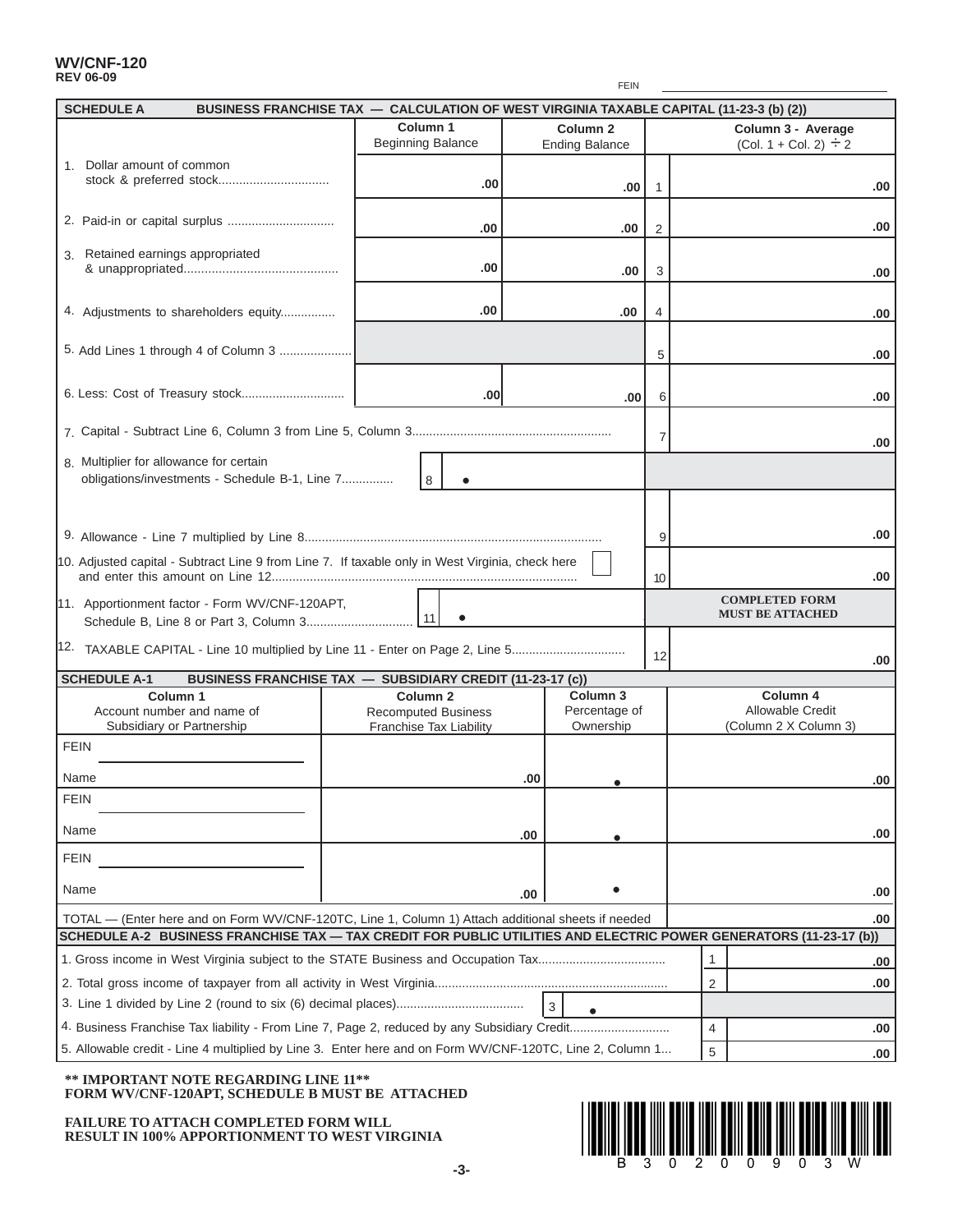**WV/CNF-120**
**REV 06-09**

FEIN ____________________

## SCHEDULE A BUSINESS FRANCHISE TAX — CALCULATION OF WEST VIRGINIA TAXABLE CAPITAL (11-23-3 (b) (2))

| | Column 1 Beginning Balance | Column 2 Ending Balance | | Column 3 - Average (Col. 1 + Col. 2) ÷ 2 |
|---|---|---|---|---|
| 1. Dollar amount of common stock & preferred stock................................ | .00 | .00 | 1 | .00 |
| 2. Paid-in or capital surplus ............................... | .00 | .00 | 2 | .00 |
| 3. Retained earnings appropriated & unappropriated............................................ | .00 | .00 | 3 | .00 |
| 4. Adjustments to shareholders equity................ | .00 | .00 | 4 | .00 |
| 5. Add Lines 1 through 4 of Column 3 ..................... | | | 5 | .00 |
| 6. Less: Cost of Treasury stock.............................. | .00 | .00 | 6 | .00 |
| 7. Capital - Subtract Line 6, Column 3 from Line 5, Column 3......................................................... | | | 7 | .00 |
| 8. Multiplier for allowance for certain obligations/investments - Schedule B-1, Line 7.............. | 8 • | | | |
| 9. Allowance - Line 7 multiplied by Line 8..................................................................................... | | | 9 | .00 |
| 10. Adjusted capital - Subtract Line 9 from Line 7. If taxable only in West Virginia, check here ☐ and enter this amount on Line 12....................................................................................... | | | 10 | .00 |
| 11. Apportionment factor - Form WV/CNF-120APT, Schedule B, Line 8 or Part 3, Column 3.............................. | 11 • | | | COMPLETED FORM MUST BE ATTACHED |
| 12. TAXABLE CAPITAL - Line 10 multiplied by Line 11 - Enter on Page 2, Line 5................................ | | | 12 | .00 |

## SCHEDULE A-1 BUSINESS FRANCHISE TAX — SUBSIDIARY CREDIT (11-23-17 (c))

| Column 1 Account number and name of Subsidiary or Partnership | Column 2 Recomputed Business Franchise Tax Liability | Column 3 Percentage of Ownership | Column 4 Allowable Credit (Column 2 X Column 3) |
|---|---|---|---|
| FEIN ______ Name | .00 | • | .00 |
| FEIN ______ Name | .00 | • | .00 |
| FEIN ______ Name | .00 | • | .00 |
| TOTAL — (Enter here and on Form WV/CNF-120TC, Line 1, Column 1) Attach additional sheets if needed | | | .00 |

## SCHEDULE A-2 BUSINESS FRANCHISE TAX — TAX CREDIT FOR PUBLIC UTILITIES AND ELECTRIC POWER GENERATORS (11-23-17 (b))

| | | | |
|---|---|---|---|
| 1. Gross income in West Virginia subject to the STATE Business and Occupation Tax.................................... | | 1 | .00 |
| 2. Total gross income of taxpayer from all activity in West Virginia................................................................... | | 2 | .00 |
| 3. Line 1 divided by Line 2 (round to six (6) decimal places).................................... | 3 • | | |
| 4. Business Franchise Tax liability - From Line 7, Page 2, reduced by any Subsidiary Credit............................ | | 4 | .00 |
| 5. Allowable credit - Line 4 multiplied by Line 3. Enter here and on Form WV/CNF-120TC, Line 2, Column 1... | | 5 | .00 |

**** IMPORTANT NOTE REGARDING LINE 11****
**FORM WV/CNF-120APT, SCHEDULE B MUST BE ATTACHED**

**FAILURE TO ATTACH COMPLETED FORM WILL RESULT IN 100% APPORTIONMENT TO WEST VIRGINIA**

B 3 0 2 0 0 9 0 3 W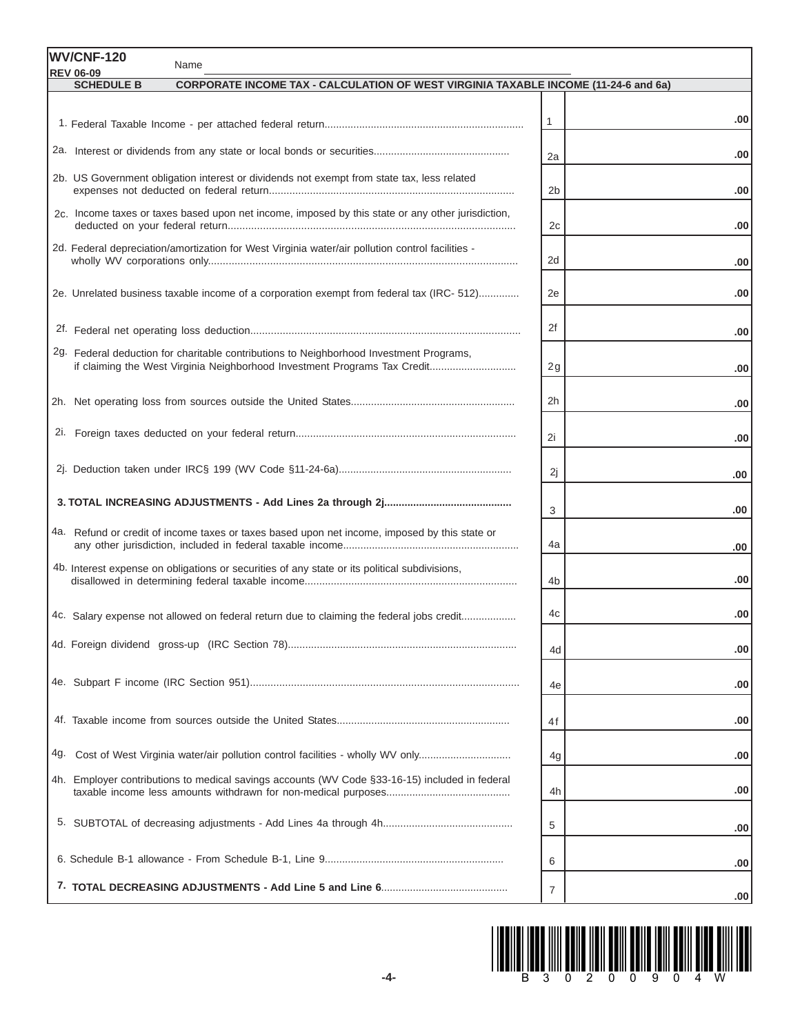**WV/CNF-120**
**REV 06-09**

Name ______________________________

**SCHEDULE B — CORPORATE INCOME TAX - CALCULATION OF WEST VIRGINIA TAXABLE INCOME (11-24-6 and 6a)**

| Description | Line | Amount |
|---|---|---|
| 1. Federal Taxable Income - per attached federal return | 1 | .00 |
| 2a. Interest or dividends from any state or local bonds or securities | 2a | .00 |
| 2b. US Government obligation interest or dividends not exempt from state tax, less related expenses not deducted on federal return | 2b | .00 |
| 2c. Income taxes or taxes based upon net income, imposed by this state or any other jurisdiction, deducted on your federal return | 2c | .00 |
| 2d. Federal depreciation/amortization for West Virginia water/air pollution control facilities - wholly WV corporations only | 2d | .00 |
| 2e. Unrelated business taxable income of a corporation exempt from federal tax (IRC- 512) | 2e | .00 |
| 2f. Federal net operating loss deduction | 2f | .00 |
| 2g. Federal deduction for charitable contributions to Neighborhood Investment Programs, if claiming the West Virginia Neighborhood Investment Programs Tax Credit | 2g | .00 |
| 2h. Net operating loss from sources outside the United States | 2h | .00 |
| 2i. Foreign taxes deducted on your federal return | 2i | .00 |
| 2j. Deduction taken under IRC§ 199 (WV Code §11-24-6a) | 2j | .00 |
| **3. TOTAL INCREASING ADJUSTMENTS - Add Lines 2a through 2j** | 3 | .00 |
| 4a. Refund or credit of income taxes or taxes based upon net income, imposed by this state or any other jurisdiction, included in federal taxable income | 4a | .00 |
| 4b. Interest expense on obligations or securities of any state or its political subdivisions, disallowed in determining federal taxable income | 4b | .00 |
| 4c. Salary expense not allowed on federal return due to claiming the federal jobs credit | 4c | .00 |
| 4d. Foreign dividend gross-up (IRC Section 78) | 4d | .00 |
| 4e. Subpart F income (IRC Section 951) | 4e | .00 |
| 4f. Taxable income from sources outside the United States | 4f | .00 |
| 4g. Cost of West Virginia water/air pollution control facilities - wholly WV only | 4g | .00 |
| 4h. Employer contributions to medical savings accounts (WV Code §33-16-15) included in federal taxable income less amounts withdrawn for non-medical purposes | 4h | .00 |
| 5. SUBTOTAL of decreasing adjustments - Add Lines 4a through 4h | 5 | .00 |
| 6. Schedule B-1 allowance - From Schedule B-1, Line 9 | 6 | .00 |
| **7. TOTAL DECREASING ADJUSTMENTS - Add Line 5 and Line 6** | 7 | .00 |

B 3 0 2 0 0 9 0 4 W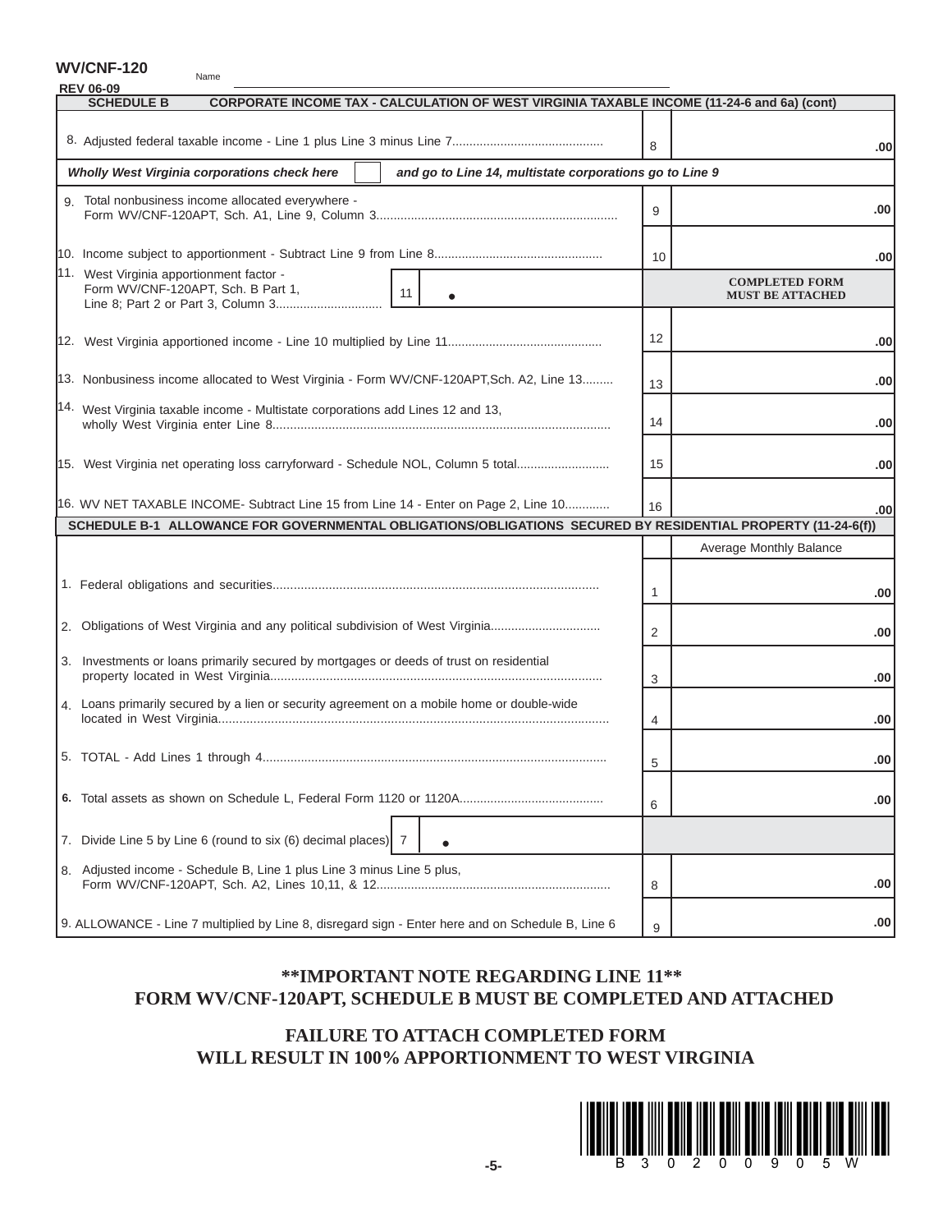**WV/CNF-120**

**REV 06-09**

Name

**SCHEDULE B CORPORATE INCOME TAX - CALCULATION OF WEST VIRGINIA TAXABLE INCOME (11-24-6 and 6a) (cont)**

| Line | Description | No. | Amount |
|---|---|---|---|
| 8. | Adjusted federal taxable income - Line 1 plus Line 3 minus Line 7 | 8 | .00 |
| | ***Wholly West Virginia corporations check here ☐ and go to Line 14, multistate corporations go to Line 9*** | | |
| 9. | Total nonbusiness income allocated everywhere - Form WV/CNF-120APT, Sch. A1, Line 9, Column 3 | 9 | .00 |
| 10. | Income subject to apportionment - Subtract Line 9 from Line 8 | 10 | .00 |
| 11. | West Virginia apportionment factor - Form WV/CNF-120APT, Sch. B Part 1, Line 8; Part 2 or Part 3, Column 3 — 11 • | | **COMPLETED FORM MUST BE ATTACHED** |
| 12. | West Virginia apportioned income - Line 10 multiplied by Line 11 | 12 | .00 |
| 13. | Nonbusiness income allocated to West Virginia - Form WV/CNF-120APT,Sch. A2, Line 13 | 13 | .00 |
| 14. | West Virginia taxable income - Multistate corporations add Lines 12 and 13, wholly West Virginia enter Line 8 | 14 | .00 |
| 15. | West Virginia net operating loss carryforward - Schedule NOL, Column 5 total | 15 | .00 |
| 16. | WV NET TAXABLE INCOME- Subtract Line 15 from Line 14 - Enter on Page 2, Line 10 | 16 | .00 |

**SCHEDULE B-1 ALLOWANCE FOR GOVERNMENTAL OBLIGATIONS/OBLIGATIONS SECURED BY RESIDENTIAL PROPERTY (11-24-6(f))**

| Line | Description | No. | Average Monthly Balance |
|---|---|---|---|
| 1. | Federal obligations and securities | 1 | .00 |
| 2. | Obligations of West Virginia and any political subdivision of West Virginia | 2 | .00 |
| 3. | Investments or loans primarily secured by mortgages or deeds of trust on residential property located in West Virginia | 3 | .00 |
| 4. | Loans primarily secured by a lien or security agreement on a mobile home or double-wide located in West Virginia | 4 | .00 |
| 5. | TOTAL - Add Lines 1 through 4 | 5 | .00 |
| 6. | Total assets as shown on Schedule L, Federal Form 1120 or 1120A | 6 | .00 |
| 7. | Divide Line 5 by Line 6 (round to six (6) decimal places) — 7 • | | |
| 8. | Adjusted income - Schedule B, Line 1 plus Line 3 minus Line 5 plus, Form WV/CNF-120APT, Sch. A2, Lines 10,11, & 12 | 8 | .00 |
| 9. | ALLOWANCE - Line 7 multiplied by Line 8, disregard sign - Enter here and on Schedule B, Line 6 | 9 | .00 |

## **IMPORTANT NOTE REGARDING LINE 11**
## FORM WV/CNF-120APT, SCHEDULE B MUST BE COMPLETED AND ATTACHED

## FAILURE TO ATTACH COMPLETED FORM WILL RESULT IN 100% APPORTIONMENT TO WEST VIRGINIA

B 3 0 2 0 0 9 0 5 W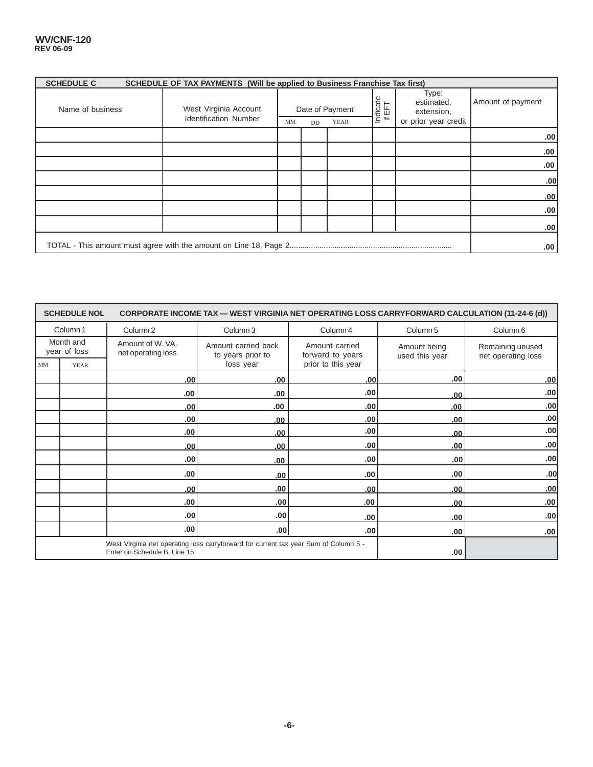WV/CNF-120
REV 06-09

## SCHEDULE C — SCHEDULE OF TAX PAYMENTS (Will be applied to Business Franchise Tax first)

| Name of business | West Virginia Account Identification Number | Date of Payment | | | Indicate if EFT | Type: estimated, extension, or prior year credit | Amount of payment |
|---|---|---|---|---|---|---|---|
| | | MM | DD | YEAR | | | |
| | | | | | | | .00 |
| | | | | | | | .00 |
| | | | | | | | .00 |
| | | | | | | | .00 |
| | | | | | | | .00 |
| | | | | | | | .00 |
| | | | | | | | .00 |
| TOTAL - This amount must agree with the amount on Line 18, Page 2............................................................................ | | | | | | | .00 |

## SCHEDULE NOL — CORPORATE INCOME TAX — WEST VIRGINIA NET OPERATING LOSS CARRYFORWARD CALCULATION (11-24-6 (d))

| Column 1 | | Column 2 | Column 3 | Column 4 | Column 5 | Column 6 |
|---|---|---|---|---|---|---|
| Month and year of loss | | Amount of W. VA. net operating loss | Amount carried back to years prior to loss year | Amount carried forward to years prior to this year | Amount being used this year | Remaining unused net operating loss |
| MM | YEAR | | | | | |
| | | .00 | .00 | .00 | .00 | .00 |
| | | .00 | .00 | .00 | .00 | .00 |
| | | .00 | .00 | .00 | .00 | .00 |
| | | .00 | .00 | .00 | .00 | .00 |
| | | .00 | .00 | .00 | .00 | .00 |
| | | .00 | .00 | .00 | .00 | .00 |
| | | .00 | .00 | .00 | .00 | .00 |
| | | .00 | .00 | .00 | .00 | .00 |
| | | .00 | .00 | .00 | .00 | .00 |
| | | .00 | .00 | .00 | .00 | .00 |
| | | .00 | .00 | .00 | .00 | .00 |
| | | .00 | .00 | .00 | .00 | .00 |
| | | West Virginia net operating loss carryforward for current tax year Sum of Column 5 - Enter on Schedule B, Line 15 | | | .00 | |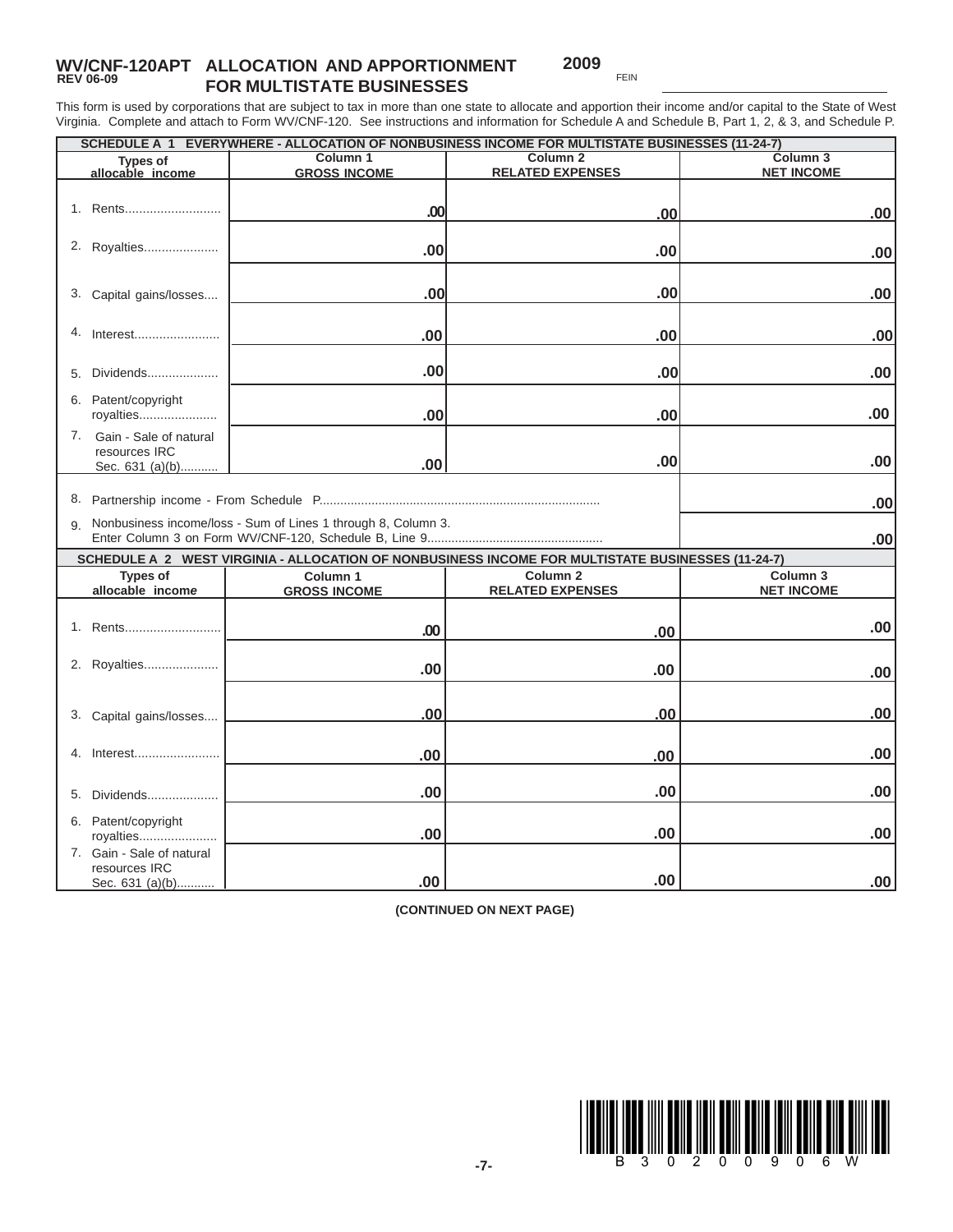**WV/CNF-120APT** **REV 06-09**

# ALLOCATION AND APPORTIONMENT FOR MULTISTATE BUSINESSES

**2009**

FEIN ____________________

This form is used by corporations that are subject to tax in more than one state to allocate and apportion their income and/or capital to the State of West Virginia. Complete and attach to Form WV/CNF-120. See instructions and information for Schedule A and Schedule B, Part 1, 2, & 3, and Schedule P.

**SCHEDULE A 1 EVERYWHERE - ALLOCATION OF NONBUSINESS INCOME FOR MULTISTATE BUSINESSES (11-24-7)**

| Types of allocable income | Column 1 GROSS INCOME | Column 2 RELATED EXPENSES | Column 3 NET INCOME |
|---|---|---|---|
| 1. Rents........................... | .00 | .00 | .00 |
| 2. Royalties..................... | .00 | .00 | .00 |
| 3. Capital gains/losses.... | .00 | .00 | .00 |
| 4. Interest........................ | .00 | .00 | .00 |
| 5. Dividends.................... | .00 | .00 | .00 |
| 6. Patent/copyright royalties...................... | .00 | .00 | .00 |
| 7. Gain - Sale of natural resources IRC Sec. 631 (a)(b)........... | .00 | .00 | .00 |
| 8. Partnership income - From Schedule P................................................................................ | | | .00 |
| 9. Nonbusiness income/loss - Sum of Lines 1 through 8, Column 3. Enter Column 3 on Form WV/CNF-120, Schedule B, Line 9.................................................. | | | .00 |

**SCHEDULE A 2 WEST VIRGINIA - ALLOCATION OF NONBUSINESS INCOME FOR MULTISTATE BUSINESSES (11-24-7)**

| Types of allocable income | Column 1 GROSS INCOME | Column 2 RELATED EXPENSES | Column 3 NET INCOME |
|---|---|---|---|
| 1. Rents........................... | .00 | .00 | .00 |
| 2. Royalties..................... | .00 | .00 | .00 |
| 3. Capital gains/losses.... | .00 | .00 | .00 |
| 4. Interest........................ | .00 | .00 | .00 |
| 5. Dividends.................... | .00 | .00 | .00 |
| 6. Patent/copyright royalties...................... | .00 | .00 | .00 |
| 7. Gain - Sale of natural resources IRC Sec. 631 (a)(b)........... | .00 | .00 | .00 |

**(CONTINUED ON NEXT PAGE)**

B 3 0 2 0 0 9 0 6 W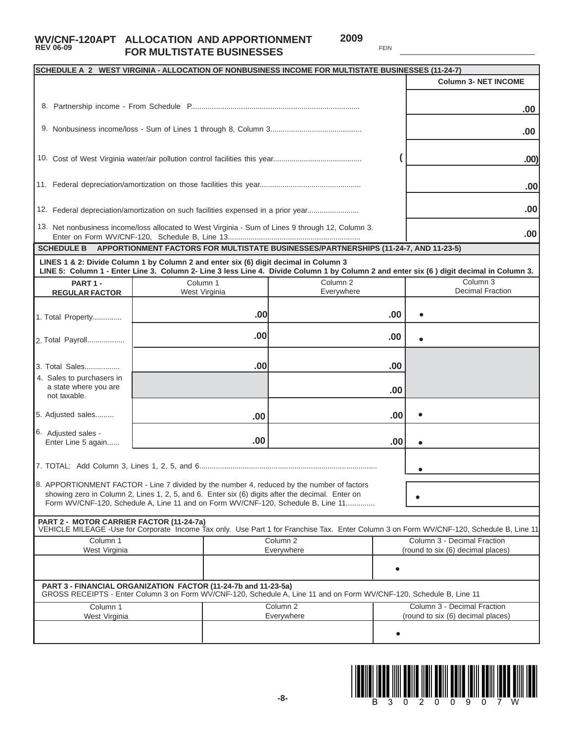# WV/CNF-120APT ALLOCATION AND APPORTIONMENT FOR MULTISTATE BUSINESSES

REV 06-09

2009

FEIN ______________________

## SCHEDULE A 2 WEST VIRGINIA - ALLOCATION OF NONBUSINESS INCOME FOR MULTISTATE BUSINESSES (11-24-7)

| | Column 3- NET INCOME |
|---|---|
| 8. Partnership income - From Schedule P | .00 |
| 9. Nonbusiness income/loss - Sum of Lines 1 through 8, Column 3 | .00 |
| 10. Cost of West Virginia water/air pollution control facilities this year | ( .00) |
| 11. Federal depreciation/amortization on those facilities this year | .00 |
| 12. Federal depreciation/amortization on such facilities expensed in a prior year | .00 |
| 13. Net nonbusiness income/loss allocated to West Virginia - Sum of Lines 9 through 12, Column 3. Enter on Form WV/CNF-120, Schedule B, Line 13 | .00 |

## SCHEDULE B APPORTIONMENT FACTORS FOR MULTISTATE BUSINESSES/PARTNERSHIPS (11-24-7, AND 11-23-5)

**LINES 1 & 2: Divide Column 1 by Column 2 and enter six (6) digit decimal in Column 3**
**LINE 5: Column 1 - Enter Line 3. Column 2- Line 3 less Line 4. Divide Column 1 by Column 2 and enter six (6 ) digit decimal in Column 3.**

| PART 1 - REGULAR FACTOR | Column 1 West Virginia | Column 2 Everywhere | Column 3 Decimal Fraction |
|---|---|---|---|
| 1. Total Property | .00 | .00 | • |
| 2. Total Payroll | .00 | .00 | • |
| 3. Total Sales | .00 | .00 | |
| 4. Sales to purchasers in a state where you are not taxable. | | .00 | |
| 5. Adjusted sales | .00 | .00 | • |
| 6. Adjusted sales - Enter Line 5 again | .00 | .00 | • |
| 7. TOTAL: Add Column 3, Lines 1, 2, 5, and 6 | | | • |
| 8. APPORTIONMENT FACTOR - Line 7 divided by the number 4, reduced by the number of factors showing zero in Column 2, Lines 1, 2, 5, and 6. Enter six (6) digits after the decimal. Enter on Form WV/CNF-120, Schedule A, Line 11 and on Form WV/CNF-120, Schedule B, Line 11 | | | • |

**PART 2 - MOTOR CARRIER FACTOR (11-24-7a)**
VEHICLE MILEAGE -Use for Corporate Income Tax only. Use Part 1 for Franchise Tax. Enter Column 3 on Form WV/CNF-120, Schedule B, Line 11

| Column 1 West Virginia | Column 2 Everywhere | Column 3 - Decimal Fraction (round to six (6) decimal places) |
|---|---|---|
| | | • |

**PART 3 - FINANCIAL ORGANIZATION FACTOR (11-24-7b and 11-23-5a)**
GROSS RECEIPTS - Enter Column 3 on Form WV/CNF-120, Schedule A, Line 11 and on Form WV/CNF-120, Schedule B, Line 11

| Column 1 West Virginia | Column 2 Everywhere | Column 3 - Decimal Fraction (round to six (6) decimal places) |
|---|---|---|
| | | • |

B30200907W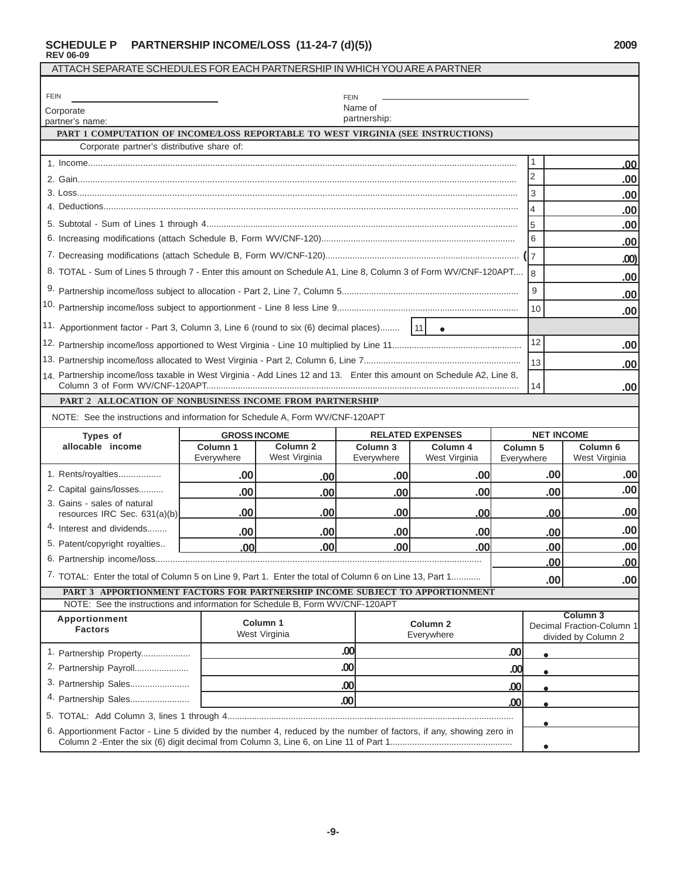# SCHEDULE P PARTNERSHIP INCOME/LOSS (11-24-7 (d)(5)) 2009

**REV 06-09**

ATTACH SEPARATE SCHEDULES FOR EACH PARTNERSHIP IN WHICH YOU ARE A PARTNER

FEIN ______________________ FEIN ______________________

Corporate partner's name: Name of partnership:

## PART 1 COMPUTATION OF INCOME/LOSS REPORTABLE TO WEST VIRGINIA (SEE INSTRUCTIONS)

Corporate partner's distributive share of:

| | Line | Amount |
|---|---|---|
| 1. Income | 1 | .00 |
| 2. Gain | 2 | .00 |
| 3. Loss | 3 | .00 |
| 4. Deductions | 4 | .00 |
| 5. Subtotal - Sum of Lines 1 through 4 | 5 | .00 |
| 6. Increasing modifications (attach Schedule B, Form WV/CNF-120) | 6 | .00 |
| 7. Decreasing modifications (attach Schedule B, Form WV/CNF-120) | 7 | ( .00) |
| 8. TOTAL - Sum of Lines 5 through 7 - Enter this amount on Schedule A1, Line 8, Column 3 of Form WV/CNF-120APT | 8 | .00 |
| 9. Partnership income/loss subject to allocation - Part 2, Line 7, Column 5 | 9 | .00 |
| 10. Partnership income/loss subject to apportionment - Line 8 less Line 9 | 10 | .00 |
| 11. Apportionment factor - Part 3, Column 3, Line 6 (round to six (6) decimal places) 11 • | | |
| 12. Partnership income/loss apportioned to West Virginia - Line 10 multiplied by Line 11 | 12 | .00 |
| 13. Partnership income/loss allocated to West Virginia - Part 2, Column 6, Line 7 | 13 | .00 |
| 14. Partnership income/loss taxable in West Virginia - Add Lines 12 and 13. Enter this amount on Schedule A2, Line 8, Column 3 of Form WV/CNF-120APT | 14 | .00 |

## PART 2 ALLOCATION OF NONBUSINESS INCOME FROM PARTNERSHIP

NOTE: See the instructions and information for Schedule A, Form WV/CNF-120APT

| Types of allocable income | GROSS INCOME | | RELATED EXPENSES | | NET INCOME | |
|---|---|---|---|---|---|---|
| | Column 1 Everywhere | Column 2 West Virginia | Column 3 Everywhere | Column 4 West Virginia | Column 5 Everywhere | Column 6 West Virginia |
| 1. Rents/royalties | .00 | .00 | .00 | .00 | .00 | .00 |
| 2. Capital gains/losses | .00 | .00 | .00 | .00 | .00 | .00 |
| 3. Gains - sales of natural resources IRC Sec. 631(a)(b) | .00 | .00 | .00 | .00 | .00 | .00 |
| 4. Interest and dividends | .00 | .00 | .00 | .00 | .00 | .00 |
| 5. Patent/copyright royalties | .00 | .00 | .00 | .00 | .00 | .00 |
| 6. Partnership income/loss | | | | | .00 | .00 |
| 7. TOTAL: Enter the total of Column 5 on Line 9, Part 1. Enter the total of Column 6 on Line 13, Part 1 | | | | | .00 | .00 |

## PART 3 APPORTIONMENT FACTORS FOR PARTNERSHIP INCOME SUBJECT TO APPORTIONMENT

NOTE: See the instructions and information for Schedule B, Form WV/CNF-120APT

| Apportionment Factors | Column 1 West Virginia | Column 2 Everywhere | Column 3 Decimal Fraction-Column 1 divided by Column 2 |
|---|---|---|---|
| 1. Partnership Property | .00 | .00 | • |
| 2. Partnership Payroll | .00 | .00 | • |
| 3. Partnership Sales | .00 | .00 | • |
| 4. Partnership Sales | .00 | .00 | • |
| 5. TOTAL: Add Column 3, lines 1 through 4 | | | • |
| 6. Apportionment Factor - Line 5 divided by the number 4, reduced by the number of factors, if any, showing zero in Column 2 -Enter the six (6) digit decimal from Column 3, Line 6, on Line 11 of Part 1 | | | • |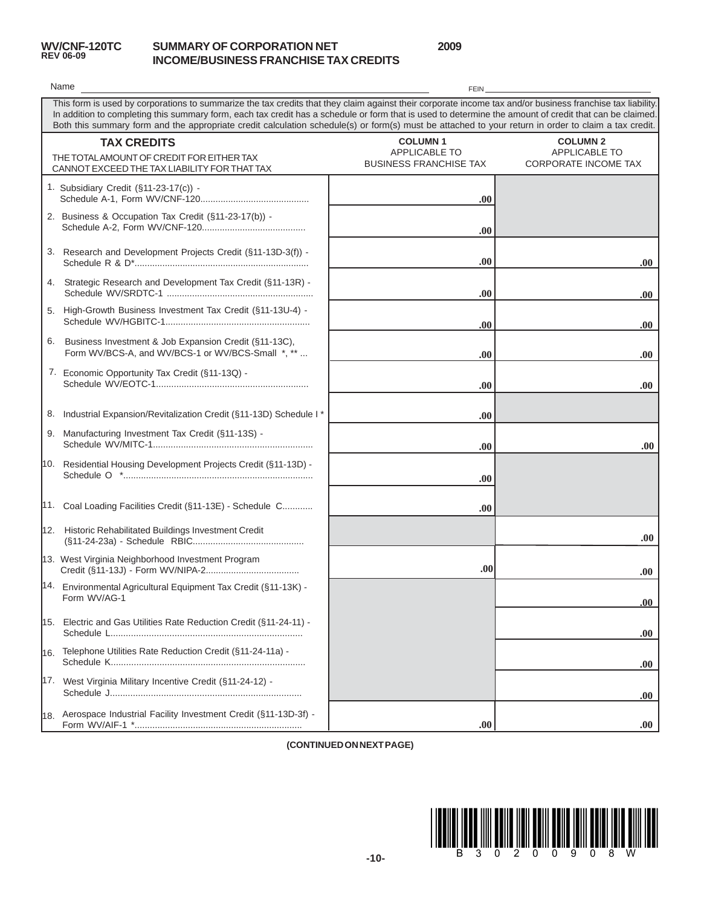**WV/CNF-120TC**
**REV 06-09**

# SUMMARY OF CORPORATION NET INCOME/BUSINESS FRANCHISE TAX CREDITS

**2009**

Name ______________________________ FEIN ______________________________

This form is used by corporations to summarize the tax credits that they claim against their corporate income tax and/or business franchise tax liability. In addition to completing this summary form, each tax credit has a schedule or form that is used to determine the amount of credit that can be claimed. Both this summary form and the appropriate credit calculation schedule(s) or form(s) must be attached to your return in order to claim a tax credit.

| **TAX CREDITS**<br>THE TOTAL AMOUNT OF CREDIT FOR EITHER TAX CANNOT EXCEED THE TAX LIABILITY FOR THAT TAX | **COLUMN 1**<br>APPLICABLE TO BUSINESS FRANCHISE TAX | **COLUMN 2**<br>APPLICABLE TO CORPORATE INCOME TAX |
|---|---|---|
| 1. Subsidiary Credit (§11-23-17(c)) - Schedule A-1, Form WV/CNF-120 | .00 | |
| 2. Business & Occupation Tax Credit (§11-23-17(b)) - Schedule A-2, Form WV/CNF-120 | .00 | |
| 3. Research and Development Projects Credit (§11-13D-3(f)) - Schedule R & D* | .00 | .00 |
| 4. Strategic Research and Development Tax Credit (§11-13R) - Schedule WV/SRDTC-1 | .00 | .00 |
| 5. High-Growth Business Investment Tax Credit (§11-13U-4) - Schedule WV/HGBITC-1 | .00 | .00 |
| 6. Business Investment & Job Expansion Credit (§11-13C), Form WV/BCS-A, and WV/BCS-1 or WV/BCS-Small *, ** | .00 | .00 |
| 7. Economic Opportunity Tax Credit (§11-13Q) - Schedule WV/EOTC-1 | .00 | .00 |
| 8. Industrial Expansion/Revitalization Credit (§11-13D) Schedule I * | .00 | |
| 9. Manufacturing Investment Tax Credit (§11-13S) - Schedule WV/MITC-1 | .00 | .00 |
| 10. Residential Housing Development Projects Credit (§11-13D) - Schedule O * | .00 | |
| 11. Coal Loading Facilities Credit (§11-13E) - Schedule C | .00 | |
| 12. Historic Rehabilitated Buildings Investment Credit (§11-24-23a) - Schedule RBIC | | .00 |
| 13. West Virginia Neighborhood Investment Program Credit (§11-13J) - Form WV/NIPA-2 | .00 | .00 |
| 14. Environmental Agricultural Equipment Tax Credit (§11-13K) - Form WV/AG-1 | | .00 |
| 15. Electric and Gas Utilities Rate Reduction Credit (§11-24-11) - Schedule L | | .00 |
| 16. Telephone Utilities Rate Reduction Credit (§11-24-11a) - Schedule K | | .00 |
| 17. West Virginia Military Incentive Credit (§11-24-12) - Schedule J | | .00 |
| 18. Aerospace Industrial Facility Investment Credit (§11-13D-3f) - Form WV/AIF-1 * | .00 | .00 |

**(CONTINUED ON NEXT PAGE)**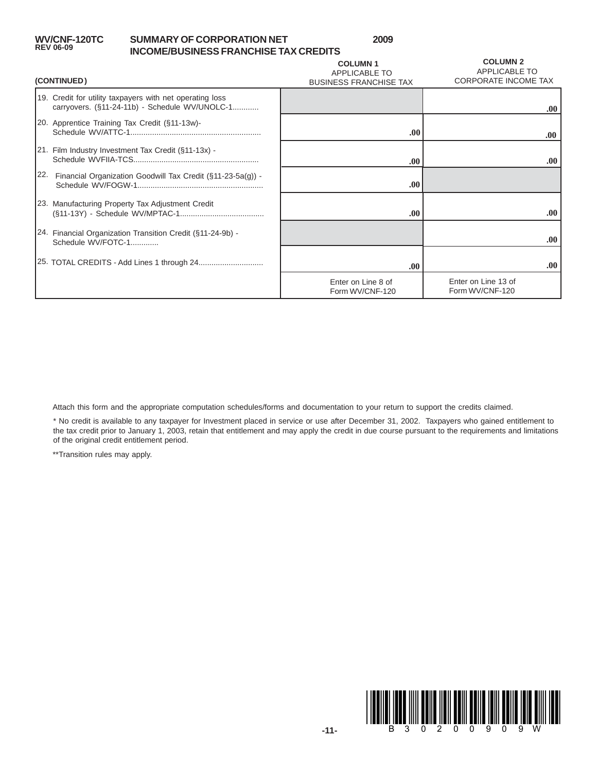**WV/CNF-120TC**
**REV 06-09**

# SUMMARY OF CORPORATION NET INCOME/BUSINESS FRANCHISE TAX CREDITS

**2009**

| (CONTINUED) | COLUMN 1 APPLICABLE TO BUSINESS FRANCHISE TAX | COLUMN 2 APPLICABLE TO CORPORATE INCOME TAX |
|---|---|---|
| 19. Credit for utility taxpayers with net operating loss carryovers. (§11-24-11b) - Schedule WV/UNOLC-1............ | | .00 |
| 20. Apprentice Training Tax Credit (§11-13w)- Schedule WV/ATTC-1........................................................... | .00 | .00 |
| 21. Film Industry Investment Tax Credit (§11-13x) - Schedule WVFIIA-TCS......................................................... | .00 | .00 |
| 22. Financial Organization Goodwill Tax Credit (§11-23-5a(g)) - Schedule WV/FOGW-1......................................................... | .00 | |
| 23. Manufacturing Property Tax Adjustment Credit (§11-13Y) - Schedule WV/MPTAC-1...................................... | .00 | .00 |
| 24. Financial Organization Transition Credit (§11-24-9b) - Schedule WV/FOTC-1............ | | .00 |
| 25. TOTAL CREDITS - Add Lines 1 through 24............................. | .00 | .00 |
| | Enter on Line 8 of Form WV/CNF-120 | Enter on Line 13 of Form WV/CNF-120 |

Attach this form and the appropriate computation schedules/forms and documentation to your return to support the credits claimed.

* No credit is available to any taxpayer for Investment placed in service or use after December 31, 2002. Taxpayers who gained entitlement to the tax credit prior to January 1, 2003, retain that entitlement and may apply the credit in due course pursuant to the requirements and limitations of the original credit entitlement period.

**Transition rules may apply.

B302009 09W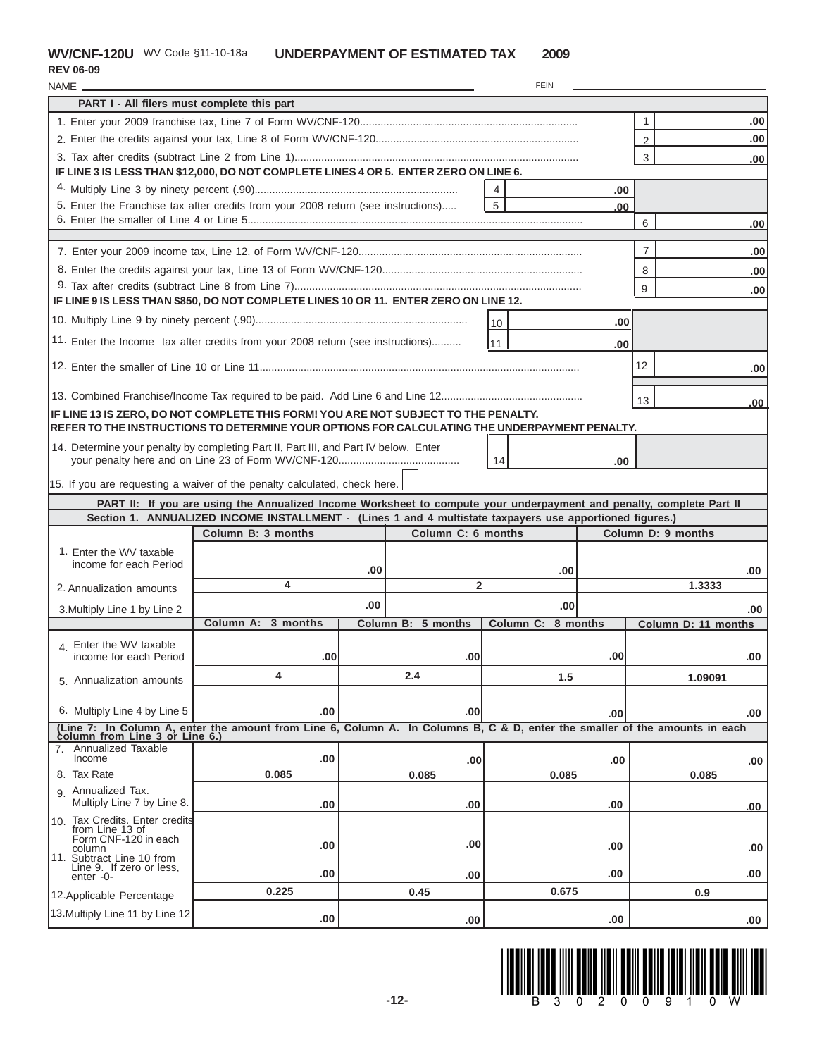**WV/CNF-120U** WV Code §11-10-18a **UNDERPAYMENT OF ESTIMATED TAX 2009**

**REV 06-09**

NAME ______________________________ FEIN ______________________________

**PART I - All filers must complete this part**

| | | | | |
|---|---|---|---|---|
| 1. Enter your 2009 franchise tax, Line 7 of Form WV/CNF-120 | | | 1 | .00 |
| 2. Enter the credits against your tax, Line 8 of Form WV/CNF-120 | | | 2 | .00 |
| 3. Tax after credits (subtract Line 2 from Line 1) | | | 3 | .00 |
| **IF LINE 3 IS LESS THAN $12,000, DO NOT COMPLETE LINES 4 OR 5. ENTER ZERO ON LINE 6.** | | | | |
| 4. Multiply Line 3 by ninety percent (.90) | 4 | .00 | | |
| 5. Enter the Franchise tax after credits from your 2008 return (see instructions) | 5 | .00 | | |
| 6. Enter the smaller of Line 4 or Line 5 | | | 6 | .00 |
| 7. Enter your 2009 income tax, Line 12, of Form WV/CNF-120 | | | 7 | .00 |
| 8. Enter the credits against your tax, Line 13 of Form WV/CNF-120 | | | 8 | .00 |
| 9. Tax after credits (subtract Line 8 from Line 7) | | | 9 | .00 |
| **IF LINE 9 IS LESS THAN $850, DO NOT COMPLETE LINES 10 OR 11. ENTER ZERO ON LINE 12.** | | | | |
| 10. Multiply Line 9 by ninety percent (.90) | 10 | .00 | | |
| 11. Enter the Income tax after credits from your 2008 return (see instructions) | 11 | .00 | | |
| 12. Enter the smaller of Line 10 or Line 11 | | | 12 | .00 |
| 13. Combined Franchise/Income Tax required to be paid. Add Line 6 and Line 12 | | | 13 | .00 |

**IF LINE 13 IS ZERO, DO NOT COMPLETE THIS FORM! YOU ARE NOT SUBJECT TO THE PENALTY.**
**REFER TO THE INSTRUCTIONS TO DETERMINE YOUR OPTIONS FOR CALCULATING THE UNDERPAYMENT PENALTY.**

| | | |
|---|---|---|
| 14. Determine your penalty by completing Part II, Part III, and Part IV below. Enter your penalty here and on Line 23 of Form WV/CNF-120 | 14 | .00 |

15. If you are requesting a waiver of the penalty calculated, check here. ☐

**PART II: If you are using the Annualized Income Worksheet to compute your underpayment and penalty, complete Part II**

**Section 1. ANNUALIZED INCOME INSTALLMENT - (Lines 1 and 4 multistate taxpayers use apportioned figures.)**

| | Column B: 3 months | Column C: 6 months | Column D: 9 months |
|---|---|---|---|
| 1. Enter the WV taxable income for each Period | .00 | .00 | .00 |
| 2. Annualization amounts | 4 | 2 | 1.3333 |
| 3. Multiply Line 1 by Line 2 | .00 | .00 | .00 |

| | Column A: 3 months | Column B: 5 months | Column C: 8 months | Column D: 11 months |
|---|---|---|---|---|
| 4. Enter the WV taxable income for each Period | .00 | .00 | .00 | .00 |
| 5. Annualization amounts | 4 | 2.4 | 1.5 | 1.09091 |
| 6. Multiply Line 4 by Line 5 | .00 | .00 | .00 | .00 |
| **(Line 7: In Column A, enter the amount from Line 6, Column A. In Columns B, C & D, enter the smaller of the amounts in each column from Line 3 or Line 6.)** | | | | |
| 7. Annualized Taxable Income | .00 | .00 | .00 | .00 |
| 8. Tax Rate | 0.085 | 0.085 | 0.085 | 0.085 |
| 9. Annualized Tax. Multiply Line 7 by Line 8. | .00 | .00 | .00 | .00 |
| 10. Tax Credits. Enter credits from Line 13 of Form CNF-120 in each column | .00 | .00 | .00 | .00 |
| 11. Subtract Line 10 from Line 9. If zero or less, enter -0- | .00 | .00 | .00 | .00 |
| 12. Applicable Percentage | 0.225 | 0.45 | 0.675 | 0.9 |
| 13. Multiply Line 11 by Line 12 | .00 | .00 | .00 | .00 |

B 3 0 2 0 0 9 1 0 W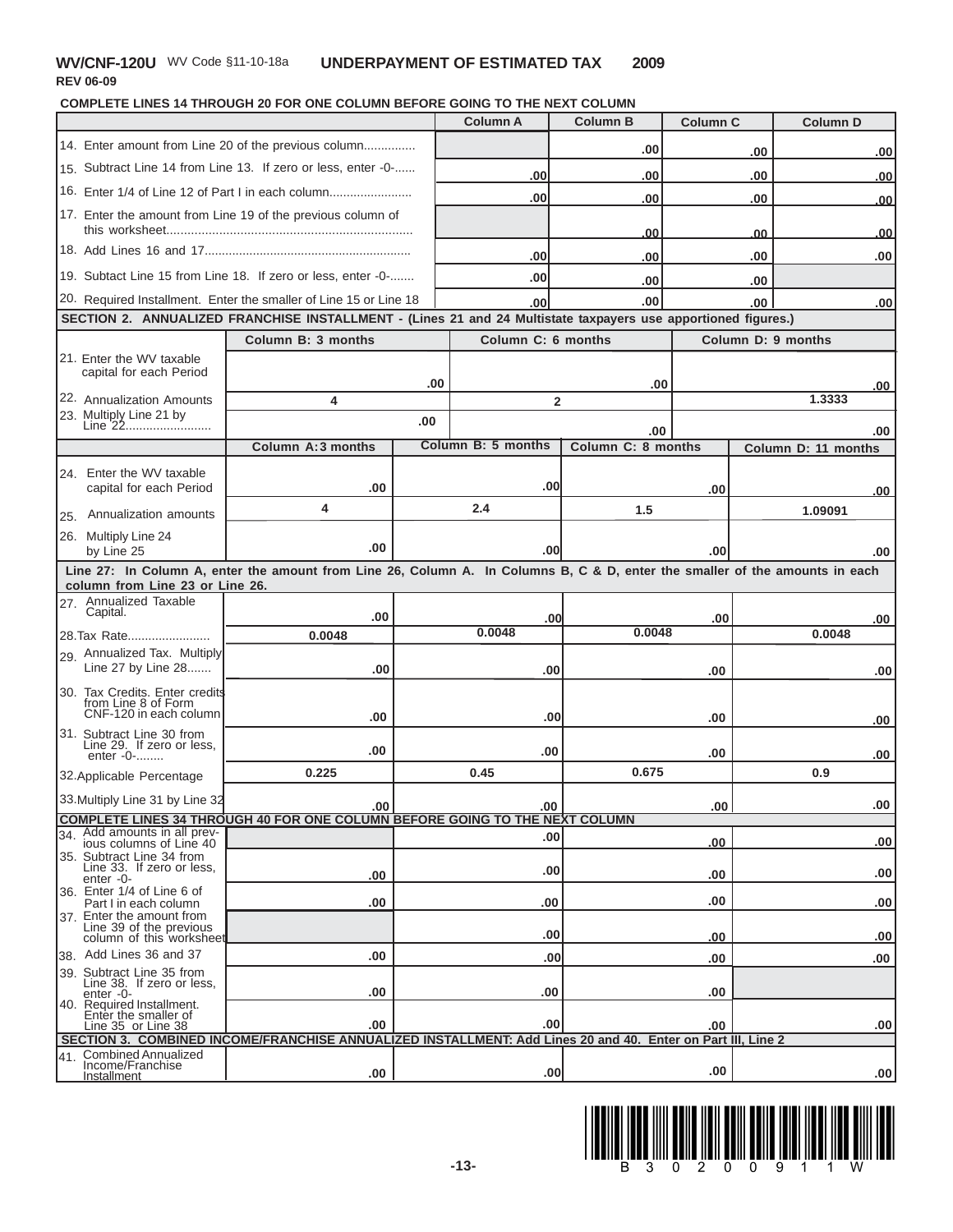**WV/CNF-120U** WV Code §11-10-18a **UNDERPAYMENT OF ESTIMATED TAX 2009**

**REV 06-09**

**COMPLETE LINES 14 THROUGH 20 FOR ONE COLUMN BEFORE GOING TO THE NEXT COLUMN**

| | Column A | Column B | Column C | Column D |
|---|---|---|---|---|
| 14. Enter amount from Line 20 of the previous column.............. | | .00 | .00 | .00 |
| 15. Subtract Line 14 from Line 13. If zero or less, enter -0-...... | .00 | .00 | .00 | .00 |
| 16. Enter 1/4 of Line 12 of Part I in each column....................... | .00 | .00 | .00 | .00 |
| 17. Enter the amount from Line 19 of the previous column of this worksheet.................................................................... | | .00 | .00 | .00 |
| 18. Add Lines 16 and 17.......................................................... | .00 | .00 | .00 | .00 |
| 19. Subtact Line 15 from Line 18. If zero or less, enter -0-....... | .00 | .00 | .00 | |
| 20. Required Installment. Enter the smaller of Line 15 or Line 18 | .00 | .00 | .00 | .00 |

**SECTION 2. ANNUALIZED FRANCHISE INSTALLMENT - (Lines 21 and 24 Multistate taxpayers use apportioned figures.)**

| | Column B: 3 months | Column C: 6 months | Column D: 9 months |
|---|---|---|---|
| 21. Enter the WV taxable capital for each Period | .00 | .00 | .00 |
| 22. Annualization Amounts | 4 | 2 | 1.3333 |
| 23. Multiply Line 21 by Line 22......................... | .00 | .00 | .00 |

| | Column A: 3 months | Column B: 5 months | Column C: 8 months | Column D: 11 months |
|---|---|---|---|---|
| 24. Enter the WV taxable capital for each Period | .00 | .00 | .00 | .00 |
| 25. Annualization amounts | 4 | 2.4 | 1.5 | 1.09091 |
| 26. Multiply Line 24 by Line 25 | .00 | .00 | .00 | .00 |

**Line 27: In Column A, enter the amount from Line 26, Column A. In Columns B, C & D, enter the smaller of the amounts in each column from Line 23 or Line 26.**

| | Column A | Column B | Column C | Column D |
|---|---|---|---|---|
| 27. Annualized Taxable Capital. | .00 | .00 | .00 | .00 |
| 28. Tax Rate........................ | 0.0048 | 0.0048 | 0.0048 | 0.0048 |
| 29. Annualized Tax. Multiply Line 27 by Line 28....... | .00 | .00 | .00 | .00 |
| 30. Tax Credits. Enter credits from Line 8 of Form CNF-120 in each column | .00 | .00 | .00 | .00 |
| 31. Subtract Line 30 from Line 29. If zero or less, enter -0-........ | .00 | .00 | .00 | .00 |
| 32. Applicable Percentage | 0.225 | 0.45 | 0.675 | 0.9 |
| 33. Multiply Line 31 by Line 32 | .00 | .00 | .00 | .00 |
| **COMPLETE LINES 34 THROUGH 40 FOR ONE COLUMN BEFORE GOING TO THE NEXT COLUMN** | | | | |
| 34. Add amounts in all previous columns of Line 40 | | .00 | .00 | .00 |
| 35. Subtract Line 34 from Line 33. If zero or less, enter -0- | .00 | .00 | .00 | .00 |
| 36. Enter 1/4 of Line 6 of Part I in each column | .00 | .00 | .00 | .00 |
| 37. Enter the amount from Line 39 of the previous column of this worksheet | | .00 | .00 | .00 |
| 38. Add Lines 36 and 37 | .00 | .00 | .00 | .00 |
| 39. Subtract Line 35 from Line 38. If zero or less, enter -0- | .00 | .00 | .00 | |
| 40. Required Installment. Enter the smaller of Line 35 or Line 38 | .00 | .00 | .00 | .00 |
| **SECTION 3. COMBINED INCOME/FRANCHISE ANNUALIZED INSTALLMENT: Add Lines 20 and 40. Enter on Part III, Line 2** | | | | |
| 41. Combined Annualized Income/Franchise Installment | .00 | .00 | .00 | .00 |

B 3 0 2 0 0 9 1 1 W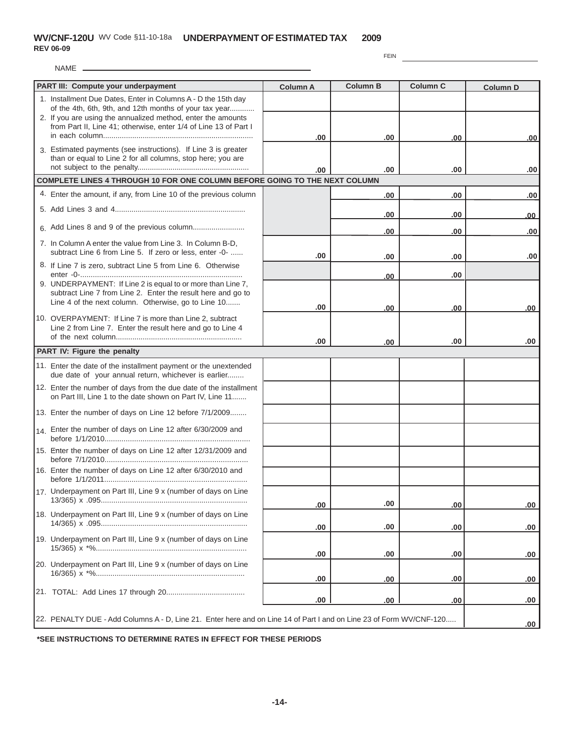**WV/CNF-120U** WV Code §11-10-18a **UNDERPAYMENT OF ESTIMATED TAX 2009**
**REV 06-09**

FEIN ______________________

NAME ______________________

| PART III: Compute your underpayment | Column A | Column B | Column C | Column D |
|---|---|---|---|---|
| 1. Installment Due Dates, Enter in Columns A - D the 15th day of the 4th, 6th, 9th, and 12th months of your tax year........... | | | | |
| 2. If you are using the annualized method, enter the amounts from Part II, Line 41; otherwise, enter 1/4 of Line 13 of Part I in each column....................................................................... | .00 | .00 | .00 | .00 |
| 3. Estimated payments (see instructions). If Line 3 is greater than or equal to Line 2 for all columns, stop here; you are not subject to the penalty.................................................... | .00 | .00 | .00 | .00 |
| **COMPLETE LINES 4 THROUGH 10 FOR ONE COLUMN BEFORE GOING TO THE NEXT COLUMN** | | | | |
| 4. Enter the amount, if any, from Line 10 of the previous column | | .00 | .00 | .00 |
| 5. Add Lines 3 and 4.............................................................. | | .00 | .00 | .00 |
| 6. Add Lines 8 and 9 of the previous column......................... | | .00 | .00 | .00 |
| 7. In Column A enter the value from Line 3. In Column B-D, subtract Line 6 from Line 5. If zero or less, enter -0- ...... | .00 | .00 | .00 | .00 |
| 8. If Line 7 is zero, subtract Line 5 from Line 6. Otherwise enter -0-............................................................................ | | .00 | .00 | |
| 9. UNDERPAYMENT: If Line 2 is equal to or more than Line 7, subtract Line 7 from Line 2. Enter the result here and go to Line 4 of the next column. Otherwise, go to Line 10....... | .00 | .00 | .00 | .00 |
| 10. OVERPAYMENT: If Line 7 is more than Line 2, subtract Line 2 from Line 7. Enter the result here and go to Line 4 of the next column............................................................ | .00 | .00 | .00 | .00 |
| **PART IV: Figure the penalty** | | | | |
| 11. Enter the date of the installment payment or the unextended due date of your annual return, whichever is earlier........ | | | | |
| 12. Enter the number of days from the due date of the installment on Part III, Line 1 to the date shown on Part IV, Line 11....... | | | | |
| 13. Enter the number of days on Line 12 before 7/1/2009........ | | | | |
| 14. Enter the number of days on Line 12 after 6/30/2009 and before 1/1/2010..................................................................... | | | | |
| 15. Enter the number of days on Line 12 after 12/31/2009 and before 7/1/2010.................................................................... | | | | |
| 16. Enter the number of days on Line 12 after 6/30/2010 and before 1/1/2011.................................................................... | | | | |
| 17. Underpayment on Part III, Line 9 x (number of days on Line 13/365) x .095..................................................................... | .00 | .00 | .00 | .00 |
| 18. Underpayment on Part III, Line 9 x (number of days on Line 14/365) x .095..................................................................... | .00 | .00 | .00 | .00 |
| 19. Underpayment on Part III, Line 9 x (number of days on Line 15/365) x *%...................................................................... | .00 | .00 | .00 | .00 |
| 20. Underpayment on Part III, Line 9 x (number of days on Line 16/365) x *%...................................................................... | .00 | .00 | .00 | .00 |
| 21. TOTAL: Add Lines 17 through 20..................................... | .00 | .00 | .00 | .00 |
| 22. PENALTY DUE - Add Columns A - D, Line 21. Enter here and on Line 14 of Part I and on Line 23 of Form WV/CNF-120..... | | | | .00 |

**\*SEE INSTRUCTIONS TO DETERMINE RATES IN EFFECT FOR THESE PERIODS**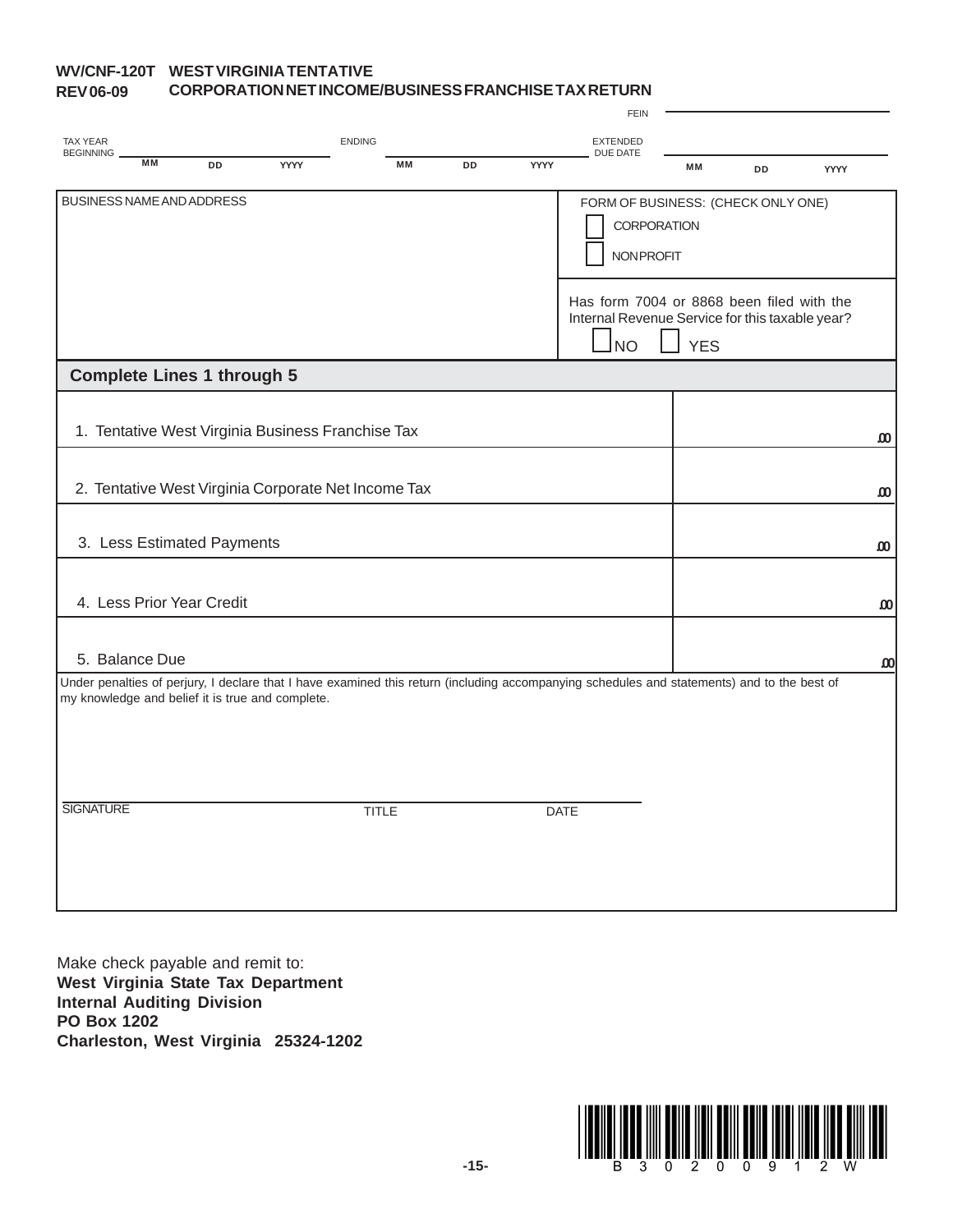**WV/CNF-120T WEST VIRGINIA TENTATIVE**
**REV 06-09 CORPORATION NET INCOME/BUSINESS FRANCHISE TAX RETURN**

FEIN ________________

TAX YEAR BEGINNING ____ MM DD YYYY ENDING ____ MM DD YYYY EXTENDED DUE DATE ____ MM DD YYYY

BUSINESS NAME AND ADDRESS

FORM OF BUSINESS: (CHECK ONLY ONE)

☐ CORPORATION

☐ NONPROFIT

Has form 7004 or 8868 been filed with the Internal Revenue Service for this taxable year?

☐ NO ☐ YES

**Complete Lines 1 through 5**

| | |
|---|---|
| 1. Tentative West Virginia Business Franchise Tax | .00 |
| 2. Tentative West Virginia Corporate Net Income Tax | .00 |
| 3. Less Estimated Payments | .00 |
| 4. Less Prior Year Credit | .00 |
| 5. Balance Due | .00 |

Under penalties of perjury, I declare that I have examined this return (including accompanying schedules and statements) and to the best of my knowledge and belief it is true and complete.

SIGNATURE TITLE DATE

Make check payable and remit to:
**West Virginia State Tax Department**
**Internal Auditing Division**
**PO Box 1202**
**Charleston, West Virginia 25324-1202**

B 3 0 2 0 0 9 1 2 W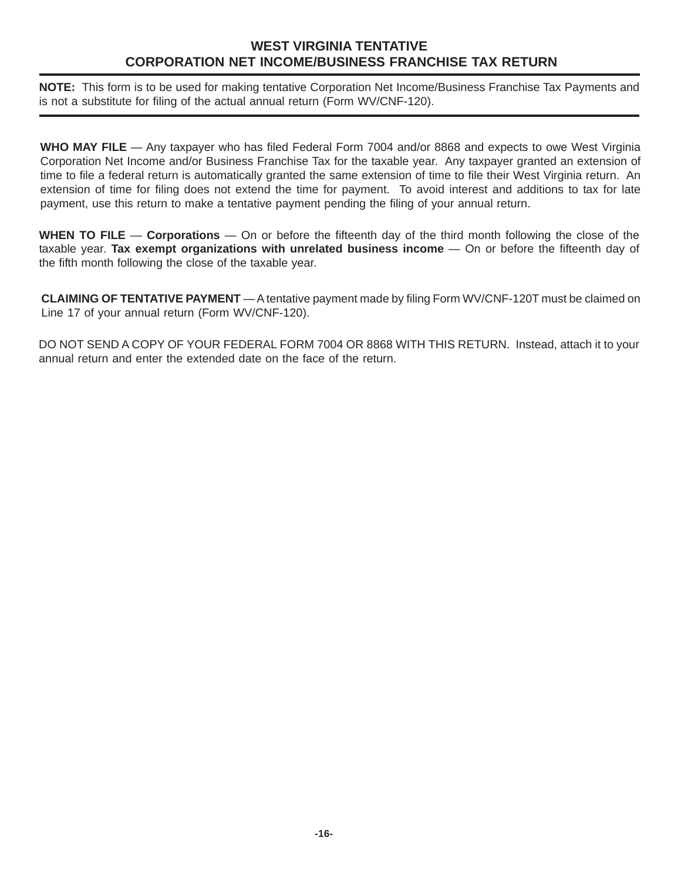# WEST VIRGINIA TENTATIVE CORPORATION NET INCOME/BUSINESS FRANCHISE TAX RETURN

**NOTE:** This form is to be used for making tentative Corporation Net Income/Business Franchise Tax Payments and is not a substitute for filing of the actual annual return (Form WV/CNF-120).

**WHO MAY FILE** — Any taxpayer who has filed Federal Form 7004 and/or 8868 and expects to owe West Virginia Corporation Net Income and/or Business Franchise Tax for the taxable year. Any taxpayer granted an extension of time to file a federal return is automatically granted the same extension of time to file their West Virginia return. An extension of time for filing does not extend the time for payment. To avoid interest and additions to tax for late payment, use this return to make a tentative payment pending the filing of your annual return.

**WHEN TO FILE** — **Corporations** — On or before the fifteenth day of the third month following the close of the taxable year. **Tax exempt organizations with unrelated business income** — On or before the fifteenth day of the fifth month following the close of the taxable year.

**CLAIMING OF TENTATIVE PAYMENT** — A tentative payment made by filing Form WV/CNF-120T must be claimed on Line 17 of your annual return (Form WV/CNF-120).

DO NOT SEND A COPY OF YOUR FEDERAL FORM 7004 OR 8868 WITH THIS RETURN. Instead, attach it to your annual return and enter the extended date on the face of the return.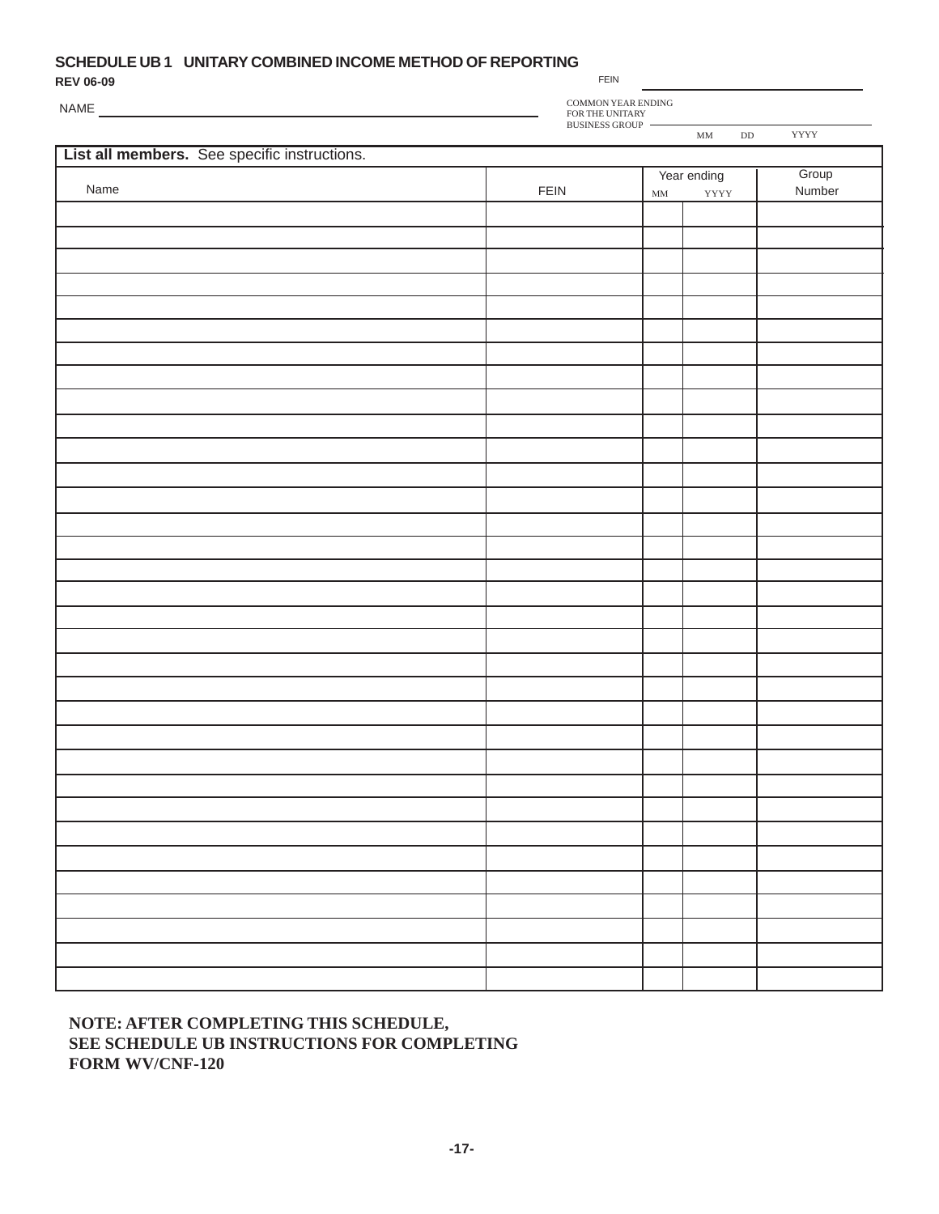## SCHEDULE UB 1 UNITARY COMBINED INCOME METHOD OF REPORTING

**REV 06-09**

FEIN \_\_\_\_\_\_\_\_\_\_\_\_\_\_\_\_\_\_\_\_\_\_\_\_

NAME \_\_\_\_\_\_\_\_\_\_\_\_\_\_\_\_\_\_\_\_\_\_\_\_\_\_\_\_\_\_\_\_\_\_\_\_\_\_\_\_\_\_\_\_\_\_\_\_

COMMON YEAR ENDING FOR THE UNITARY BUSINESS GROUP \_\_\_\_\_\_\_\_\_\_\_\_\_\_\_\_\_\_\_\_
MM DD YYYY

**List all members.** See specific instructions.

| Name | FEIN | Year ending MM | YYYY | Group Number |
|---|---|---|---|---|
| | | | | |
| | | | | |
| | | | | |
| | | | | |
| | | | | |
| | | | | |
| | | | | |
| | | | | |
| | | | | |
| | | | | |
| | | | | |
| | | | | |
| | | | | |
| | | | | |
| | | | | |
| | | | | |
| | | | | |
| | | | | |
| | | | | |
| | | | | |
| | | | | |
| | | | | |
| | | | | |
| | | | | |
| | | | | |
| | | | | |
| | | | | |
| | | | | |
| | | | | |
| | | | | |
| | | | | |
| | | | | |
| | | | | |

**NOTE: AFTER COMPLETING THIS SCHEDULE, SEE SCHEDULE UB INSTRUCTIONS FOR COMPLETING FORM WV/CNF-120**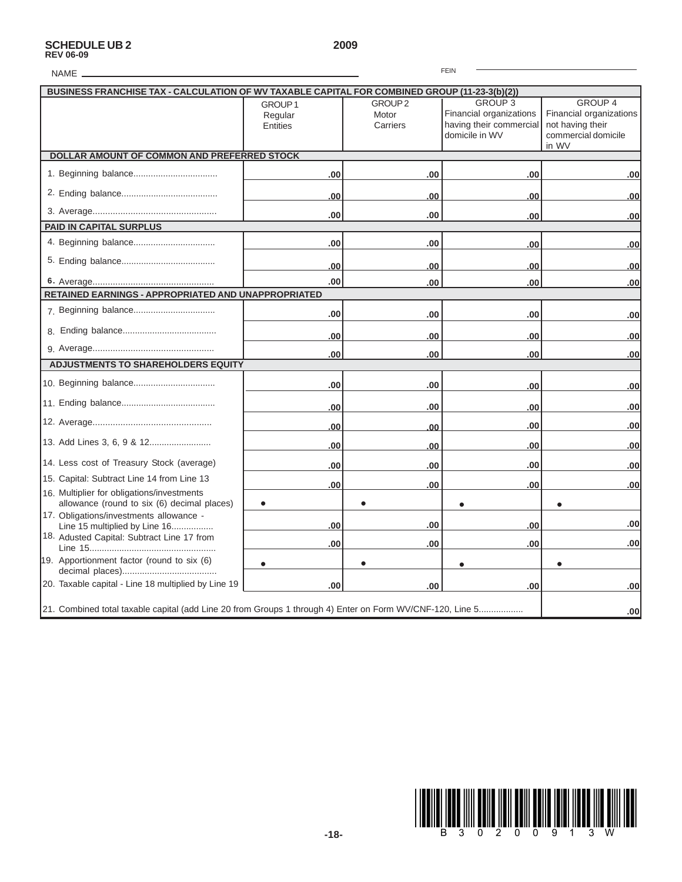**SCHEDULE UB 2**
**REV 06-09**

**2009**

NAME ______________________ FEIN ______________________

| BUSINESS FRANCHISE TAX - CALCULATION OF WV TAXABLE CAPITAL FOR COMBINED GROUP (11-23-3(b)(2)) | GROUP 1 Regular Entities | GROUP 2 Motor Carriers | GROUP 3 Financial organizations having their commercial domicile in WV | GROUP 4 Financial organizations not having their commercial domicile in WV |
|---|---|---|---|---|
| **DOLLAR AMOUNT OF COMMON AND PREFERRED STOCK** | | | | |
| 1. Beginning balance | .00 | .00 | .00 | .00 |
| 2. Ending balance | .00 | .00 | .00 | .00 |
| 3. Average | .00 | .00 | .00 | .00 |
| **PAID IN CAPITAL SURPLUS** | | | | |
| 4. Beginning balance | .00 | .00 | .00 | .00 |
| 5. Ending balance | .00 | .00 | .00 | .00 |
| 6. Average | .00 | .00 | .00 | .00 |
| **RETAINED EARNINGS - APPROPRIATED AND UNAPPROPRIATED** | | | | |
| 7. Beginning balance | .00 | .00 | .00 | .00 |
| 8. Ending balance | .00 | .00 | .00 | .00 |
| 9. Average | .00 | .00 | .00 | .00 |
| **ADJUSTMENTS TO SHAREHOLDERS EQUITY** | | | | |
| 10. Beginning balance | .00 | .00 | .00 | .00 |
| 11. Ending balance | .00 | .00 | .00 | .00 |
| 12. Average | .00 | .00 | .00 | .00 |
| 13. Add Lines 3, 6, 9 & 12 | .00 | .00 | .00 | .00 |
| 14. Less cost of Treasury Stock (average) | .00 | .00 | .00 | .00 |
| 15. Capital: Subtract Line 14 from Line 13 | .00 | .00 | .00 | .00 |
| 16. Multiplier for obligations/investments allowance (round to six (6) decimal places) | • | • | • | • |
| 17. Obligations/investments allowance - Line 15 multiplied by Line 16 | .00 | .00 | .00 | .00 |
| 18. Adusted Capital: Subtract Line 17 from Line 15 | .00 | .00 | .00 | .00 |
| 19. Apportionment factor (round to six (6) decimal places) | • | • | • | • |
| 20. Taxable capital - Line 18 multiplied by Line 19 | .00 | .00 | .00 | .00 |
| 21. Combined total taxable capital (add Line 20 from Groups 1 through 4) Enter on Form WV/CNF-120, Line 5 | | | | .00 |

B 3 0 2 0 0 9 1 3 W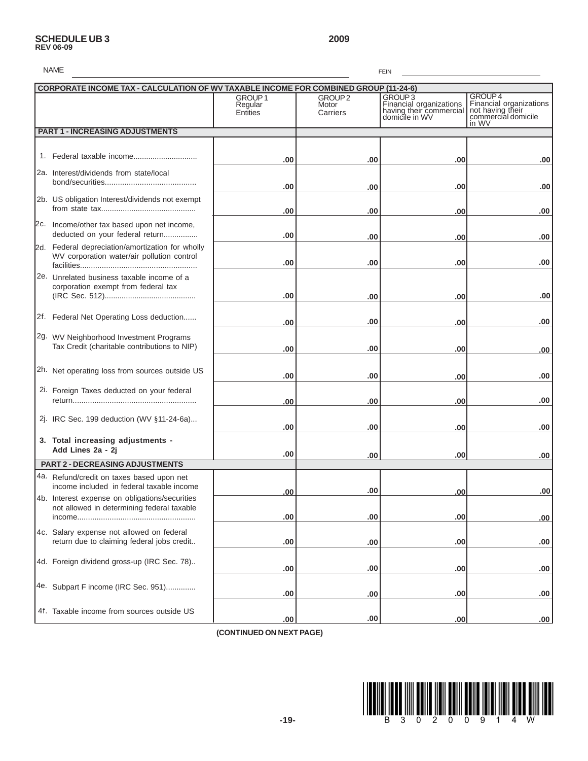**SCHEDULE UB 3**
**REV 06-09**

**2009**

NAME ______________________ FEIN ______________________

| CORPORATE INCOME TAX - CALCULATION OF WV TAXABLE INCOME FOR COMBINED GROUP (11-24-6) | GROUP 1 Regular Entities | GROUP 2 Motor Carriers | GROUP 3 Financial organizations having their commercial domicile in WV | GROUP 4 Financial organizations not having their commercial domicile in WV |
|---|---|---|---|---|
| **PART 1 - INCREASING ADJUSTMENTS** | | | | |
| 1. Federal taxable income............................. | .00 | .00 | .00 | .00 |
| 2a. Interest/dividends from state/local bond/securities.......................................... | .00 | .00 | .00 | .00 |
| 2b. US obligation Interest/dividends not exempt from state tax........................................... | .00 | .00 | .00 | .00 |
| 2c. Income/other tax based upon net income, deducted on your federal return................ | .00 | .00 | .00 | .00 |
| 2d. Federal depreciation/amortization for wholly WV corporation water/air pollution control facilities...................................................... | .00 | .00 | .00 | .00 |
| 2e. Unrelated business taxable income of a corporation exempt from federal tax (IRC Sec. 512).......................................... | .00 | .00 | .00 | .00 |
| 2f. Federal Net Operating Loss deduction...... | .00 | .00 | .00 | .00 |
| 2g. WV Neighborhood Investment Programs Tax Credit (charitable contributions to NIP) | .00 | .00 | .00 | .00 |
| 2h. Net operating loss from sources outside US | .00 | .00 | .00 | .00 |
| 2i. Foreign Taxes deducted on your federal return......................................................... | .00 | .00 | .00 | .00 |
| 2j. IRC Sec. 199 deduction (WV §11-24-6a)... | .00 | .00 | .00 | .00 |
| **3. Total increasing adjustments - Add Lines 2a - 2j** | .00 | .00 | .00 | .00 |
| **PART 2 - DECREASING ADJUSTMENTS** | | | | |
| 4a. Refund/credit on taxes based upon net income included in federal taxable income | .00 | .00 | .00 | .00 |
| 4b. Interest expense on obligations/securities not allowed in determining federal taxable income...................................................... | .00 | .00 | .00 | .00 |
| 4c. Salary expense not allowed on federal return due to claiming federal jobs credit.. | .00 | .00 | .00 | .00 |
| 4d. Foreign dividend gross-up (IRC Sec. 78).. | .00 | .00 | .00 | .00 |
| 4e. Subpart F income (IRC Sec. 951)............. | .00 | .00 | .00 | .00 |
| 4f. Taxable income from sources outside US | .00 | .00 | .00 | .00 |

**(CONTINUED ON NEXT PAGE)**

B 3 0 2 0 0 9 1 4 W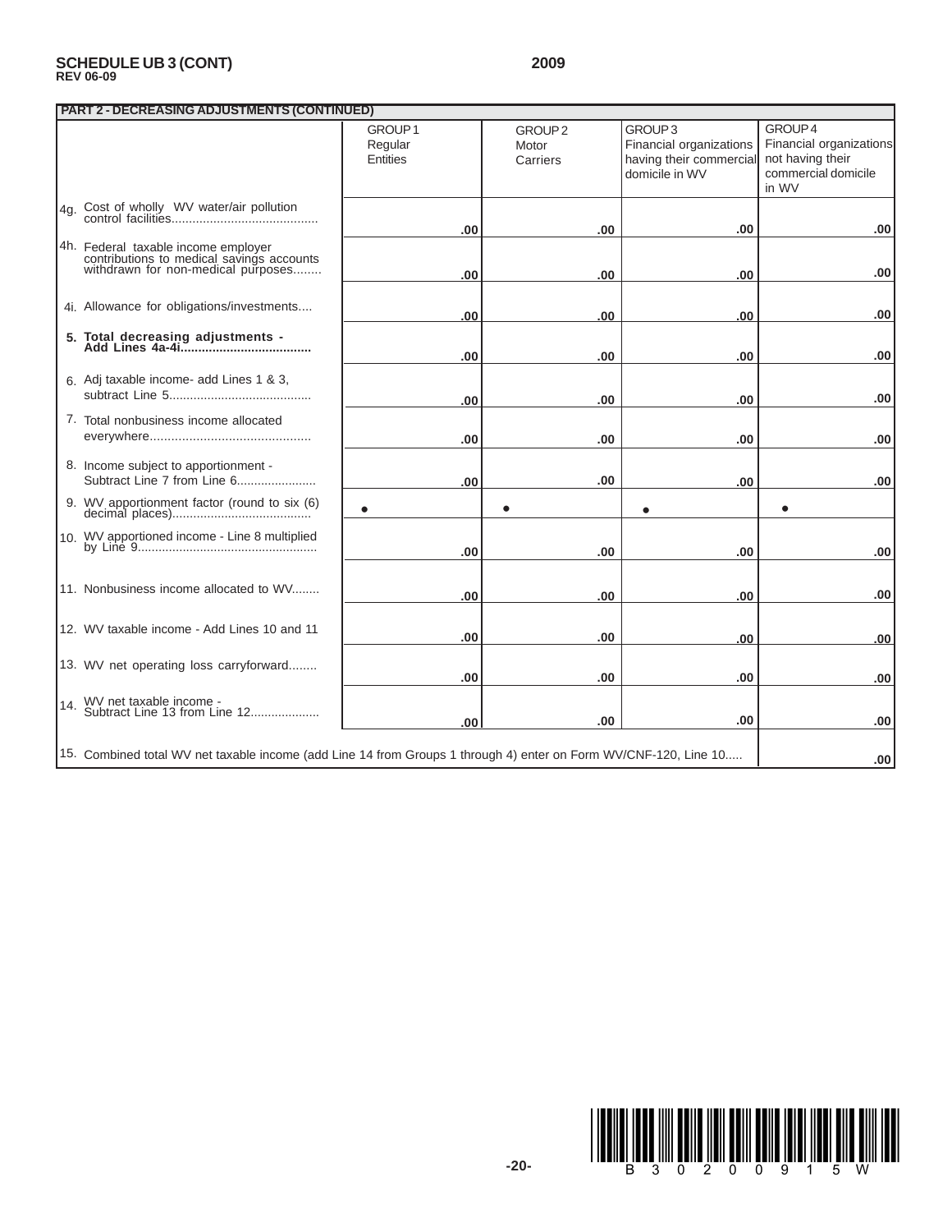**SCHEDULE UB 3 (CONT)**
**REV 06-09**

**2009**

| PART 2 - DECREASING ADJUSTMENTS (CONTINUED) | GROUP 1 Regular Entities | GROUP 2 Motor Carriers | GROUP 3 Financial organizations having their commercial domicile in WV | GROUP 4 Financial organizations not having their commercial domicile in WV |
|---|---|---|---|---|
| 4g. Cost of wholly WV water/air pollution control facilities.......................................... | .00 | .00 | .00 | .00 |
| 4h. Federal taxable income employer contributions to medical savings accounts withdrawn for non-medical purposes........ | .00 | .00 | .00 | .00 |
| 4i. Allowance for obligations/investments.... | .00 | .00 | .00 | .00 |
| **5. Total decreasing adjustments - Add Lines 4a-4i.....................................** | .00 | .00 | .00 | .00 |
| 6. Adj taxable income- add Lines 1 & 3, subtract Line 5......................................... | .00 | .00 | .00 | .00 |
| 7. Total nonbusiness income allocated everywhere............................................. | .00 | .00 | .00 | .00 |
| 8. Income subject to apportionment - Subtract Line 7 from Line 6....................... | .00 | .00 | .00 | .00 |
| 9. WV apportionment factor (round to six (6) decimal places)........................................ | • | • | • | • |
| 10. WV apportioned income - Line 8 multiplied by Line 9................................................... | .00 | .00 | .00 | .00 |
| 11. Nonbusiness income allocated to WV........ | .00 | .00 | .00 | .00 |
| 12. WV taxable income - Add Lines 10 and 11 | .00 | .00 | .00 | .00 |
| 13. WV net operating loss carryforward........ | .00 | .00 | .00 | .00 |
| 14. WV net taxable income - Subtract Line 13 from Line 12................... | .00 | .00 | .00 | .00 |
| 15. Combined total WV net taxable income (add Line 14 from Groups 1 through 4) enter on Form WV/CNF-120, Line 10..... | | | | .00 |

B 3 0 2 0 0 9 1 5 W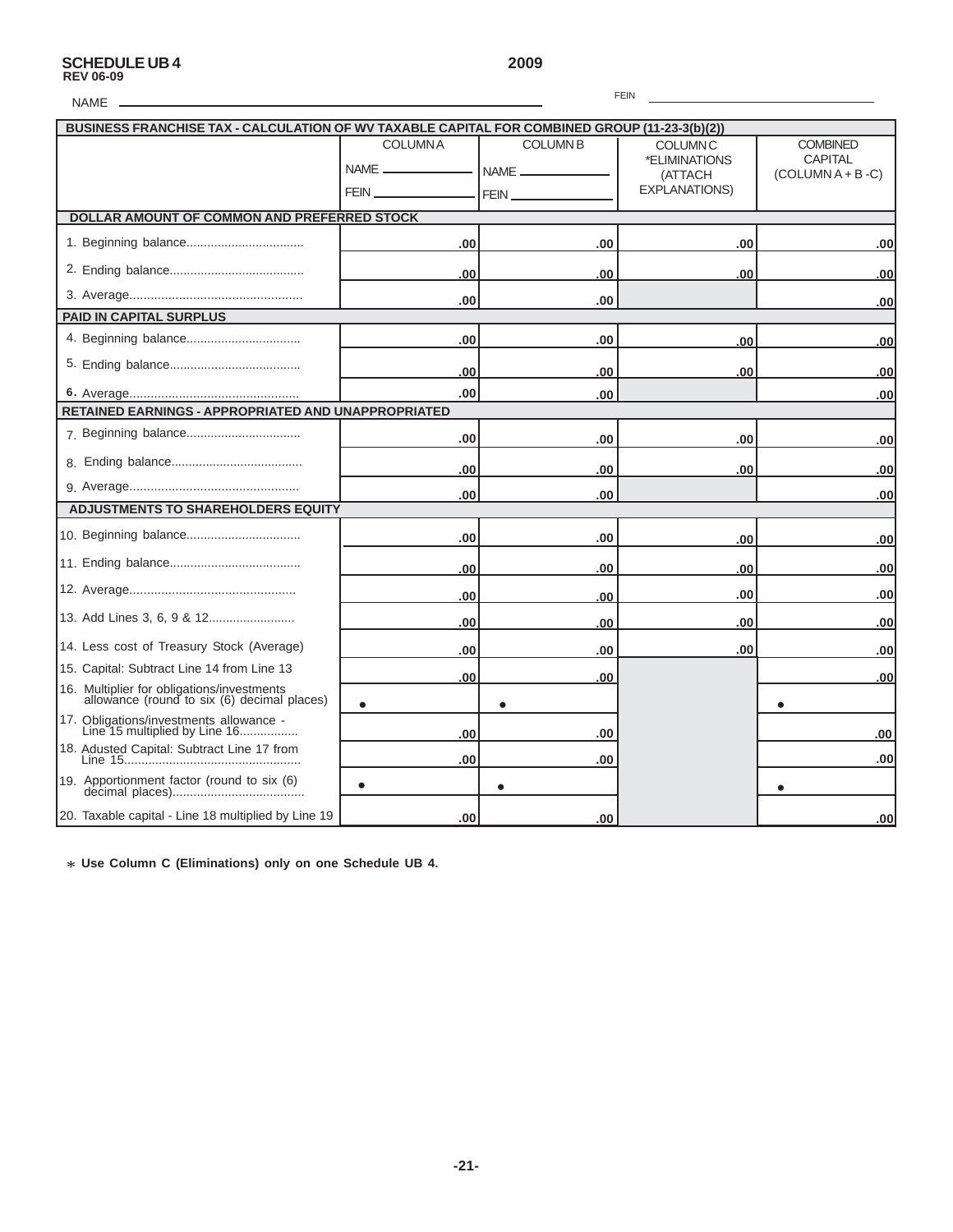**SCHEDULE UB 4**
**REV 06-09**

**2009**

NAME ____________________ FEIN ____________________

| **BUSINESS FRANCHISE TAX - CALCULATION OF WV TAXABLE CAPITAL FOR COMBINED GROUP (11-23-3(b)(2))** | COLUMN A<br>NAME ________<br>FEIN ________ | COLUMN B<br>NAME ________<br>FEIN ________ | COLUMN C<br>*ELIMINATIONS<br>(ATTACH EXPLANATIONS) | COMBINED CAPITAL<br>(COLUMN A + B - C) |
|---|---|---|---|---|
| **DOLLAR AMOUNT OF COMMON AND PREFERRED STOCK** | | | | |
| 1. Beginning balance.................................. | .00 | .00 | .00 | .00 |
| 2. Ending balance....................................... | .00 | .00 | .00 | .00 |
| 3. Average.................................................. | .00 | .00 | | .00 |
| **PAID IN CAPITAL SURPLUS** | | | | |
| 4. Beginning balance................................. | .00 | .00 | .00 | .00 |
| 5. Ending balance...................................... | .00 | .00 | .00 | .00 |
| 6. Average................................................. | .00 | .00 | | .00 |
| **RETAINED EARNINGS - APPROPRIATED AND UNAPPROPRIATED** | | | | |
| 7. Beginning balance................................. | .00 | .00 | .00 | .00 |
| 8. Ending balance...................................... | .00 | .00 | .00 | .00 |
| 9. Average................................................. | .00 | .00 | | .00 |
| **ADJUSTMENTS TO SHAREHOLDERS EQUITY** | | | | |
| 10. Beginning balance................................. | .00 | .00 | .00 | .00 |
| 11. Ending balance...................................... | .00 | .00 | .00 | .00 |
| 12. Average................................................ | .00 | .00 | .00 | .00 |
| 13. Add Lines 3, 6, 9 & 12......................... | .00 | .00 | .00 | .00 |
| 14. Less cost of Treasury Stock (Average) | .00 | .00 | .00 | .00 |
| 15. Capital: Subtract Line 14 from Line 13 | .00 | .00 | | .00 |
| 16. Multiplier for obligations/investments allowance (round to six (6) decimal places) | • | • | | • |
| 17. Obligations/investments allowance - Line 15 multiplied by Line 16................. | .00 | .00 | | .00 |
| 18. Adusted Capital: Subtract Line 17 from Line 15.................................................. | .00 | .00 | | .00 |
| 19. Apportionment factor (round to six (6) decimal places)...................................... | • | • | | • |
| 20. Taxable capital - Line 18 multiplied by Line 19 | .00 | .00 | | .00 |

*∗* **Use Column C (Eliminations) only on one Schedule UB 4.**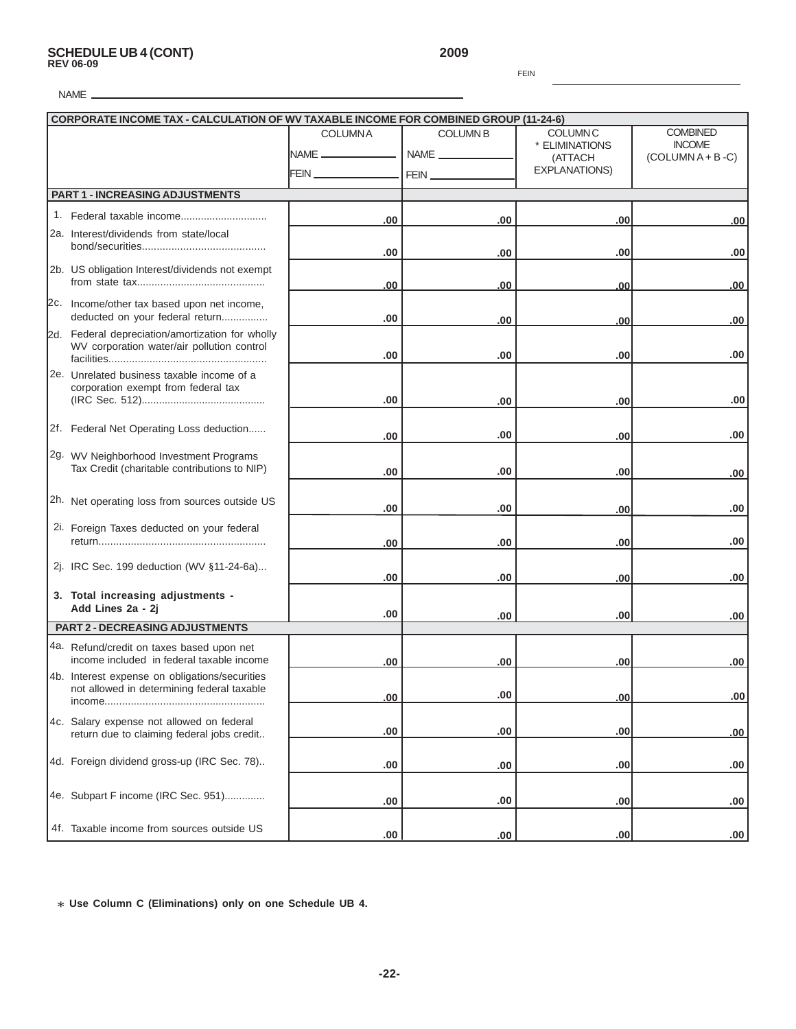**SCHEDULE UB 4 (CONT)**
**REV 06-09**

**2009**

FEIN ______________________

NAME ______________________________________________

| CORPORATE INCOME TAX - CALCULATION OF WV TAXABLE INCOME FOR COMBINED GROUP (11-24-6) | | | | |
|---|---|---|---|---|
| | COLUMN A<br>NAME ____________<br>FEIN ____________ | COLUMN B<br>NAME ____________<br>FEIN ____________ | COLUMN C<br>* ELIMINATIONS (ATTACH EXPLANATIONS) | COMBINED INCOME (COLUMN A + B - C) |
| **PART 1 - INCREASING ADJUSTMENTS** | | | | |
| 1. Federal taxable income............................. | .00 | .00 | .00 | .00 |
| 2a. Interest/dividends from state/local bond/securities.......................................... | .00 | .00 | .00 | .00 |
| 2b. US obligation Interest/dividends not exempt from state tax........................................... | .00 | .00 | .00 | .00 |
| 2c. Income/other tax based upon net income, deducted on your federal return................ | .00 | .00 | .00 | .00 |
| 2d. Federal depreciation/amortization for wholly WV corporation water/air pollution control facilities...................................................... | .00 | .00 | .00 | .00 |
| 2e. Unrelated business taxable income of a corporation exempt from federal tax (IRC Sec. 512).......................................... | .00 | .00 | .00 | .00 |
| 2f. Federal Net Operating Loss deduction...... | .00 | .00 | .00 | .00 |
| 2g. WV Neighborhood Investment Programs Tax Credit (charitable contributions to NIP) | .00 | .00 | .00 | .00 |
| 2h. Net operating loss from sources outside US | .00 | .00 | .00 | .00 |
| 2i. Foreign Taxes deducted on your federal return......................................................... | .00 | .00 | .00 | .00 |
| 2j. IRC Sec. 199 deduction (WV §11-24-6a)... | .00 | .00 | .00 | .00 |
| **3. Total increasing adjustments - Add Lines 2a - 2j** | .00 | .00 | .00 | .00 |
| **PART 2 - DECREASING ADJUSTMENTS** | | | | |
| 4a. Refund/credit on taxes based upon net income included in federal taxable income | .00 | .00 | .00 | .00 |
| 4b. Interest expense on obligations/securities not allowed in determining federal taxable income...................................................... | .00 | .00 | .00 | .00 |
| 4c. Salary expense not allowed on federal return due to claiming federal jobs credit.. | .00 | .00 | .00 | .00 |
| 4d. Foreign dividend gross-up (IRC Sec. 78).. | .00 | .00 | .00 | .00 |
| 4e. Subpart F income (IRC Sec. 951)............. | .00 | .00 | .00 | .00 |
| 4f. Taxable income from sources outside US | .00 | .00 | .00 | .00 |

* **Use Column C (Eliminations) only on one Schedule UB 4.**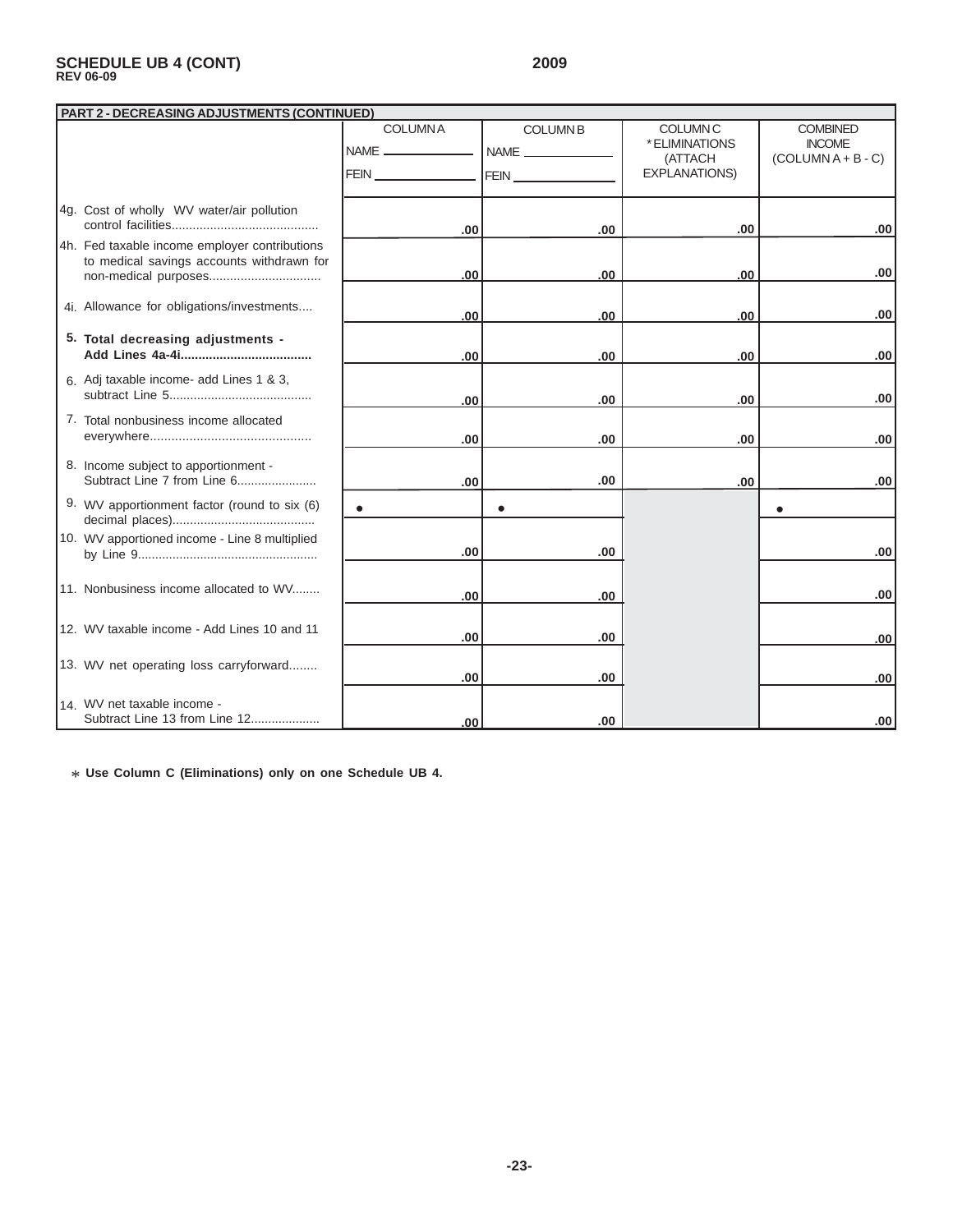**SCHEDULE UB 4 (CONT)** **2009**
**REV 06-09**

| PART 2 - DECREASING ADJUSTMENTS (CONTINUED) | COLUMN A<br>NAME ______<br>FEIN ______ | COLUMN B<br>NAME ______<br>FEIN ______ | COLUMN C<br>* ELIMINATIONS<br>(ATTACH EXPLANATIONS) | COMBINED INCOME<br>(COLUMN A + B - C) |
|---|---|---|---|---|
| 4g. Cost of wholly WV water/air pollution control facilities.......................................... | .00 | .00 | .00 | .00 |
| 4h. Fed taxable income employer contributions to medical savings accounts withdrawn for non-medical purposes................................ | .00 | .00 | .00 | .00 |
| 4i. Allowance for obligations/investments.... | .00 | .00 | .00 | .00 |
| **5. Total decreasing adjustments - Add Lines 4a-4i.....................................** | .00 | .00 | .00 | .00 |
| 6. Adj taxable income- add Lines 1 & 3, subtract Line 5......................................... | .00 | .00 | .00 | .00 |
| 7. Total nonbusiness income allocated everywhere............................................. | .00 | .00 | .00 | .00 |
| 8. Income subject to apportionment - Subtract Line 7 from Line 6....................... | .00 | .00 | .00 | .00 |
| 9. WV apportionment factor (round to six (6) decimal places)......................................... | • | • | | • |
| 10. WV apportioned income - Line 8 multiplied by Line 9.................................................... | .00 | .00 | | .00 |
| 11. Nonbusiness income allocated to WV........ | .00 | .00 | | .00 |
| 12. WV taxable income - Add Lines 10 and 11 | .00 | .00 | | .00 |
| 13. WV net operating loss carryforward........ | .00 | .00 | | .00 |
| 14. WV net taxable income - Subtract Line 13 from Line 12.................... | .00 | .00 | | .00 |

**\* Use Column C (Eliminations) only on one Schedule UB 4.**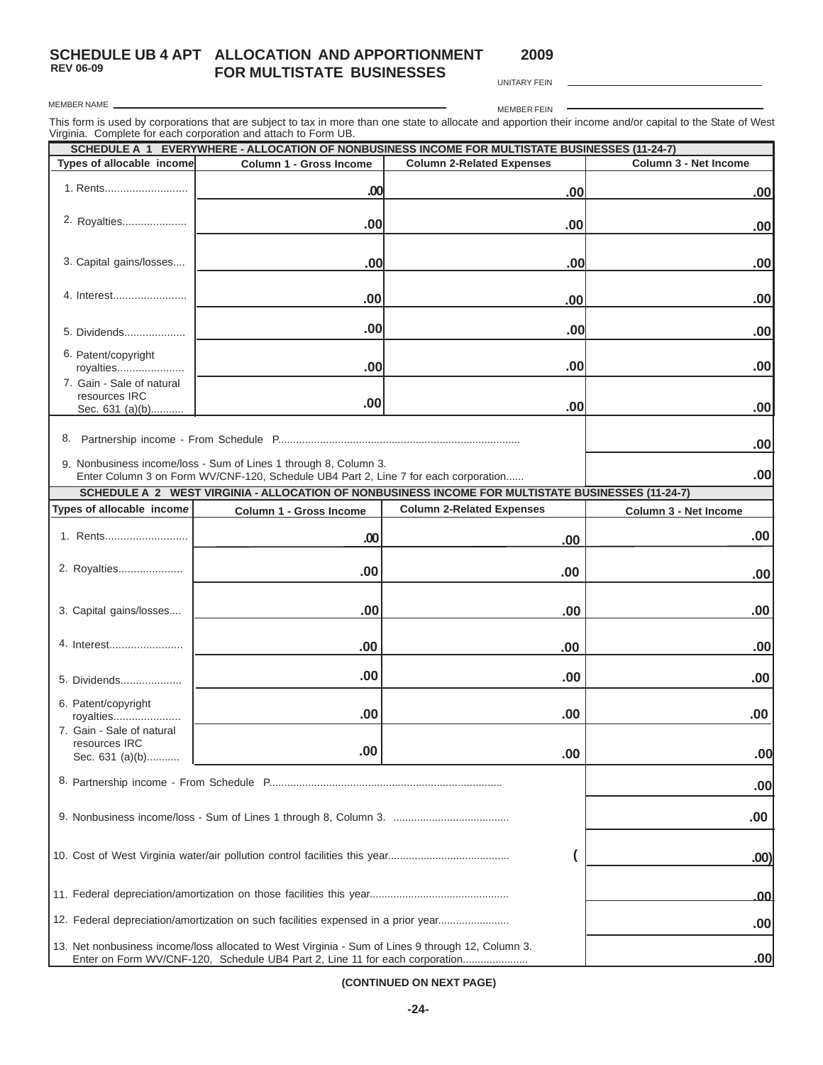# SCHEDULE UB 4 APT ALLOCATION AND APPORTIONMENT FOR MULTISTATE BUSINESSES 2009

REV 06-09

UNITARY FEIN \_\_\_\_\_\_\_\_\_\_\_\_\_\_\_\_\_\_\_\_

MEMBER NAME \_\_\_\_\_\_\_\_\_\_\_\_\_\_\_\_\_\_\_\_ MEMBER FEIN \_\_\_\_\_\_\_\_\_\_\_\_\_\_\_\_\_\_\_\_

This form is used by corporations that are subject to tax in more than one state to allocate and apportion their income and/or capital to the State of West Virginia. Complete for each corporation and attach to Form UB.

## SCHEDULE A 1 EVERYWHERE - ALLOCATION OF NONBUSINESS INCOME FOR MULTISTATE BUSINESSES (11-24-7)

| Types of allocable income | Column 1 - Gross Income | Column 2-Related Expenses | Column 3 - Net Income |
|---|---|---|---|
| 1. Rents.......................... | .00 | .00 | .00 |
| 2. Royalties.................... | .00 | .00 | .00 |
| 3. Capital gains/losses.... | .00 | .00 | .00 |
| 4. Interest....................... | .00 | .00 | .00 |
| 5. Dividends................... | .00 | .00 | .00 |
| 6. Patent/copyright royalties..................... | .00 | .00 | .00 |
| 7. Gain - Sale of natural resources IRC Sec. 631 (a)(b).......... | .00 | .00 | .00 |
| 8. Partnership income - From Schedule P........................................................................ | | | .00 |
| 9. Nonbusiness income/loss - Sum of Lines 1 through 8, Column 3. Enter Column 3 on Form WV/CNF-120, Schedule UB4 Part 2, Line 7 for each corporation...... | | | .00 |

## SCHEDULE A 2 WEST VIRGINIA - ALLOCATION OF NONBUSINESS INCOME FOR MULTISTATE BUSINESSES (11-24-7)

| Types of allocable income | Column 1 - Gross Income | Column 2-Related Expenses | Column 3 - Net Income |
|---|---|---|---|
| 1. Rents.......................... | .00 | .00 | .00 |
| 2. Royalties.................... | .00 | .00 | .00 |
| 3. Capital gains/losses.... | .00 | .00 | .00 |
| 4. Interest....................... | .00 | .00 | .00 |
| 5. Dividends................... | .00 | .00 | .00 |
| 6. Patent/copyright royalties..................... | .00 | .00 | .00 |
| 7. Gain - Sale of natural resources IRC Sec. 631 (a)(b).......... | .00 | .00 | .00 |
| 8. Partnership income - From Schedule P........................................................................ | | | .00 |
| 9. Nonbusiness income/loss - Sum of Lines 1 through 8, Column 3. ...................................... | | | .00 |
| 10. Cost of West Virginia water/air pollution control facilities this year........................................ | | ( | .00) |
| 11. Federal depreciation/amortization on those facilities this year.............................................. | | | .00 |
| 12. Federal depreciation/amortization on such facilities expensed in a prior year....................... | | | .00 |
| 13. Net nonbusiness income/loss allocated to West Virginia - Sum of Lines 9 through 12, Column 3. Enter on Form WV/CNF-120, Schedule UB4 Part 2, Line 11 for each corporation..................... | | | .00 |

(CONTINUED ON NEXT PAGE)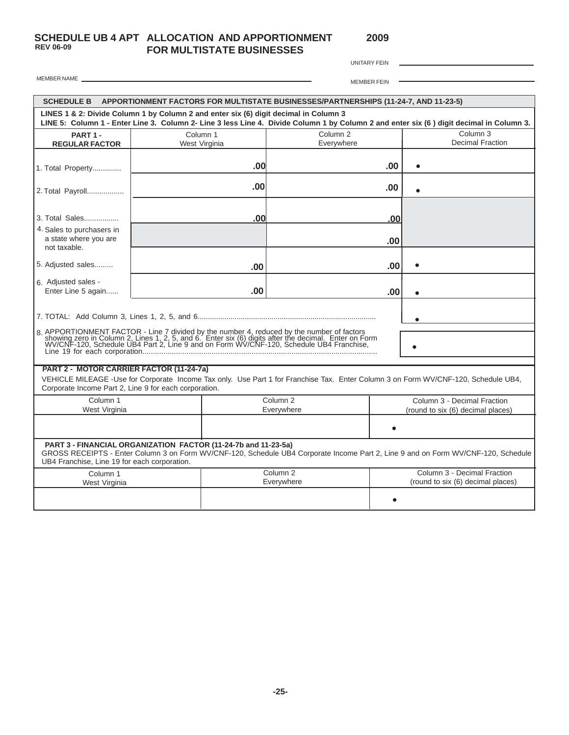# SCHEDULE UB 4 APT ALLOCATION AND APPORTIONMENT FOR MULTISTATE BUSINESSES 2009

REV 06-09

UNITARY FEIN ____________________

MEMBER NAME ____________________ MEMBER FEIN ____________________

## SCHEDULE B APPORTIONMENT FACTORS FOR MULTISTATE BUSINESSES/PARTNERSHIPS (11-24-7, AND 11-23-5)

**LINES 1 & 2: Divide Column 1 by Column 2 and enter six (6) digit decimal in Column 3**
**LINE 5: Column 1 - Enter Line 3. Column 2- Line 3 less Line 4. Divide Column 1 by Column 2 and enter six (6 ) digit decimal in Column 3.**

| PART 1 - REGULAR FACTOR | Column 1 West Virginia | Column 2 Everywhere | Column 3 Decimal Fraction |
|---|---|---|---|
| 1. Total Property.............. | .00 | .00 | • |
| 2. Total Payroll.................. | .00 | .00 | • |
| 3. Total Sales................. | .00 | .00 | |
| 4. Sales to purchasers in a state where you are not taxable. | | .00 | |
| 5. Adjusted sales......... | .00 | .00 | • |
| 6. Adjusted sales - Enter Line 5 again...... | .00 | .00 | • |
| 7. TOTAL: Add Column 3, Lines 1, 2, 5, and 6...................................................................................... | | | • |
| 8. APPORTIONMENT FACTOR - Line 7 divided by the number 4, reduced by the number of factors showing zero in Column 2, Lines 1, 2, 5, and 6. Enter six (6) digits after the decimal. Enter on Form WV/CNF-120, Schedule UB4 Part 2, Line 9 and on Form WV/CNF-120, Schedule UB4 Franchise, Line 19 for each corporation................................................................................................................ | | | • |

**PART 2 - MOTOR CARRIER FACTOR (11-24-7a)**

VEHICLE MILEAGE -Use for Corporate Income Tax only. Use Part 1 for Franchise Tax. Enter Column 3 on Form WV/CNF-120, Schedule UB4, Corporate Income Part 2, Line 9 for each corporation.

| Column 1 West Virginia | Column 2 Everywhere | Column 3 - Decimal Fraction (round to six (6) decimal places) |
|---|---|---|
| | | • |

**PART 3 - FINANCIAL ORGANIZATION FACTOR (11-24-7b and 11-23-5a)**

GROSS RECEIPTS - Enter Column 3 on Form WV/CNF-120, Schedule UB4 Corporate Income Part 2, Line 9 and on Form WV/CNF-120, Schedule UB4 Franchise, Line 19 for each corporation.

| Column 1 West Virginia | Column 2 Everywhere | Column 3 - Decimal Fraction (round to six (6) decimal places) |
|---|---|---|
| | | • |